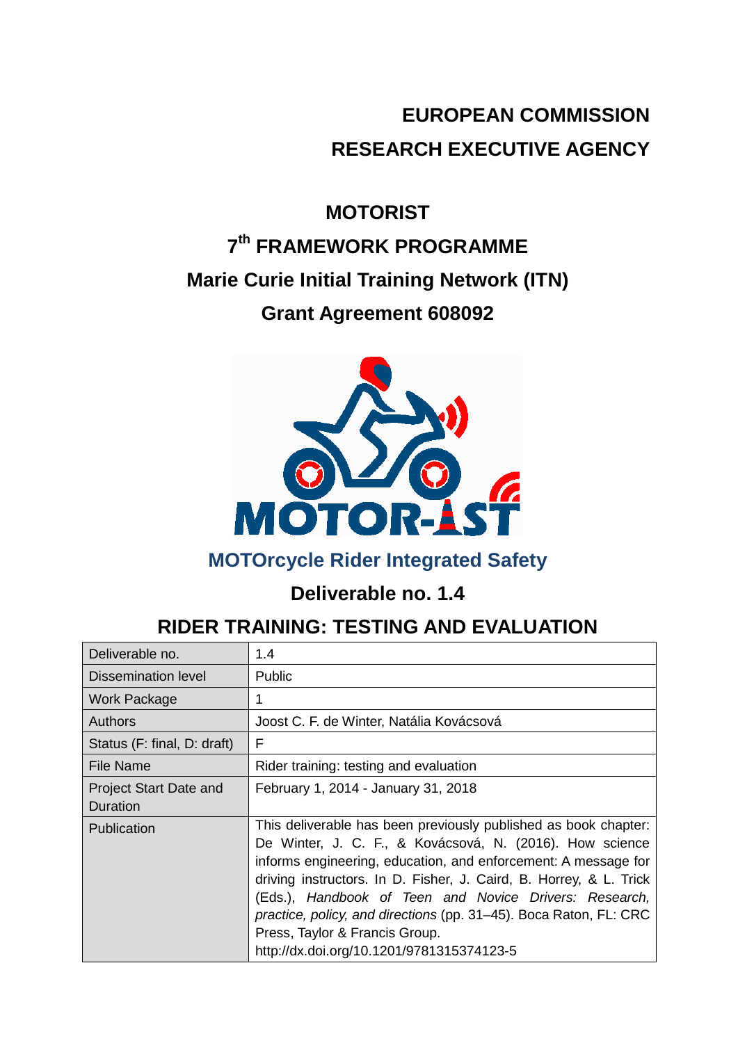**EUROPEAN COMMISSION**

**RESEARCH EXECUTIVE AGENCY**

# MOTORIST

## 7th FRAMEWORK PROGRAMME

## Marie Curie Initial Training Network (ITN)

## Grant Agreement 608092

**MOTOrcycle Rider Integrated Safety**

## Deliverable no. 1.4

# RIDER TRAINING: TESTING AND EVALUATION

| Deliverable no. | 1.4 |
|---|---|
| Dissemination level | Public |
| Work Package | 1 |
| Authors | Joost C. F. de Winter, Natália Kovácsová |
| Status (F: final, D: draft) | F |
| File Name | Rider training: testing and evaluation |
| Project Start Date and Duration | February 1, 2014 - January 31, 2018 |
| Publication | This deliverable has been previously published as book chapter: De Winter, J. C. F., & Kovácsová, N. (2016). How science informs engineering, education, and enforcement: A message for driving instructors. In D. Fisher, J. Caird, B. Horrey, & L. Trick (Eds.), *Handbook of Teen and Novice Drivers: Research, practice, policy, and directions* (pp. 31–45). Boca Raton, FL: CRC Press, Taylor & Francis Group. http://dx.doi.org/10.1201/9781315374123-5 |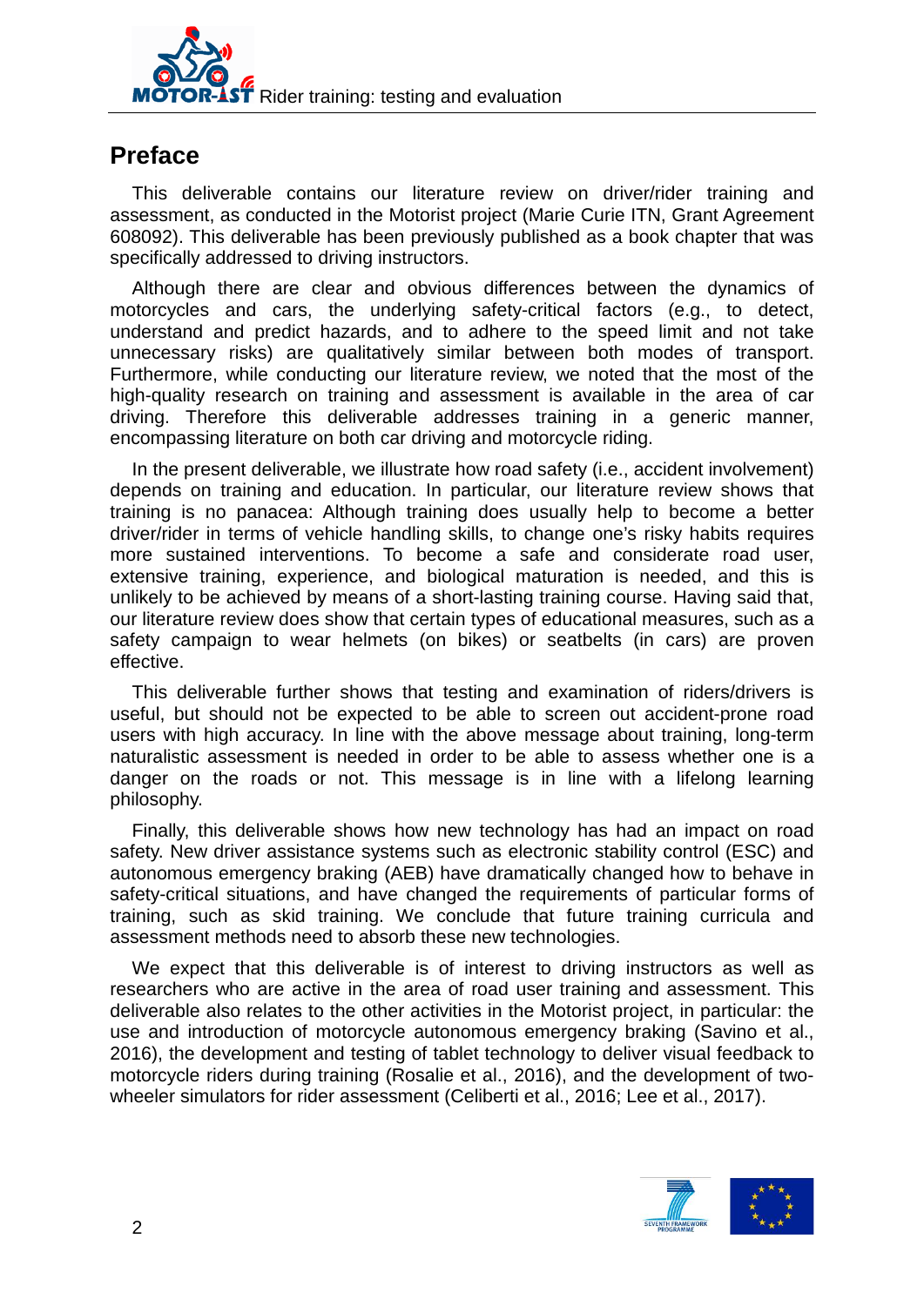## Preface

This deliverable contains our literature review on driver/rider training and assessment, as conducted in the Motorist project (Marie Curie ITN, Grant Agreement 608092). This deliverable has been previously published as a book chapter that was specifically addressed to driving instructors.

Although there are clear and obvious differences between the dynamics of motorcycles and cars, the underlying safety-critical factors (e.g., to detect, understand and predict hazards, and to adhere to the speed limit and not take unnecessary risks) are qualitatively similar between both modes of transport. Furthermore, while conducting our literature review, we noted that the most of the high-quality research on training and assessment is available in the area of car driving. Therefore this deliverable addresses training in a generic manner, encompassing literature on both car driving and motorcycle riding.

In the present deliverable, we illustrate how road safety (i.e., accident involvement) depends on training and education. In particular, our literature review shows that training is no panacea: Although training does usually help to become a better driver/rider in terms of vehicle handling skills, to change one's risky habits requires more sustained interventions. To become a safe and considerate road user, extensive training, experience, and biological maturation is needed, and this is unlikely to be achieved by means of a short-lasting training course. Having said that, our literature review does show that certain types of educational measures, such as a safety campaign to wear helmets (on bikes) or seatbelts (in cars) are proven effective.

This deliverable further shows that testing and examination of riders/drivers is useful, but should not be expected to be able to screen out accident-prone road users with high accuracy. In line with the above message about training, long-term naturalistic assessment is needed in order to be able to assess whether one is a danger on the roads or not. This message is in line with a lifelong learning philosophy.

Finally, this deliverable shows how new technology has had an impact on road safety. New driver assistance systems such as electronic stability control (ESC) and autonomous emergency braking (AEB) have dramatically changed how to behave in safety-critical situations, and have changed the requirements of particular forms of training, such as skid training. We conclude that future training curricula and assessment methods need to absorb these new technologies.

We expect that this deliverable is of interest to driving instructors as well as researchers who are active in the area of road user training and assessment. This deliverable also relates to the other activities in the Motorist project, in particular: the use and introduction of motorcycle autonomous emergency braking (Savino et al., 2016), the development and testing of tablet technology to deliver visual feedback to motorcycle riders during training (Rosalie et al., 2016), and the development of two-wheeler simulators for rider assessment (Celiberti et al., 2016; Lee et al., 2017).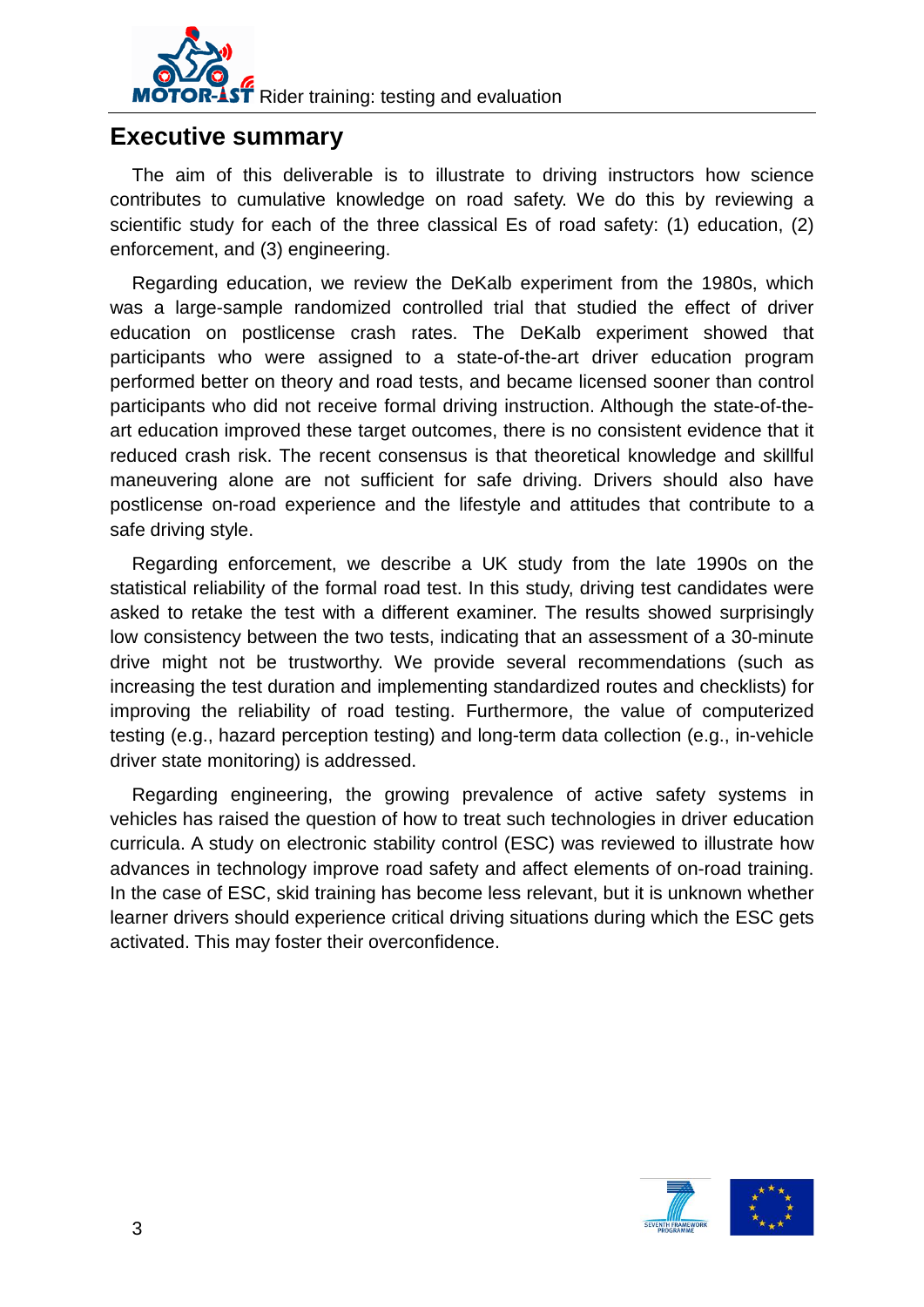# Executive summary

The aim of this deliverable is to illustrate to driving instructors how science contributes to cumulative knowledge on road safety. We do this by reviewing a scientific study for each of the three classical Es of road safety: (1) education, (2) enforcement, and (3) engineering.

Regarding education, we review the DeKalb experiment from the 1980s, which was a large-sample randomized controlled trial that studied the effect of driver education on postlicense crash rates. The DeKalb experiment showed that participants who were assigned to a state-of-the-art driver education program performed better on theory and road tests, and became licensed sooner than control participants who did not receive formal driving instruction. Although the state-of-the-art education improved these target outcomes, there is no consistent evidence that it reduced crash risk. The recent consensus is that theoretical knowledge and skillful maneuvering alone are not sufficient for safe driving. Drivers should also have postlicense on-road experience and the lifestyle and attitudes that contribute to a safe driving style.

Regarding enforcement, we describe a UK study from the late 1990s on the statistical reliability of the formal road test. In this study, driving test candidates were asked to retake the test with a different examiner. The results showed surprisingly low consistency between the two tests, indicating that an assessment of a 30-minute drive might not be trustworthy. We provide several recommendations (such as increasing the test duration and implementing standardized routes and checklists) for improving the reliability of road testing. Furthermore, the value of computerized testing (e.g., hazard perception testing) and long-term data collection (e.g., in-vehicle driver state monitoring) is addressed.

Regarding engineering, the growing prevalence of active safety systems in vehicles has raised the question of how to treat such technologies in driver education curricula. A study on electronic stability control (ESC) was reviewed to illustrate how advances in technology improve road safety and affect elements of on-road training. In the case of ESC, skid training has become less relevant, but it is unknown whether learner drivers should experience critical driving situations during which the ESC gets activated. This may foster their overconfidence.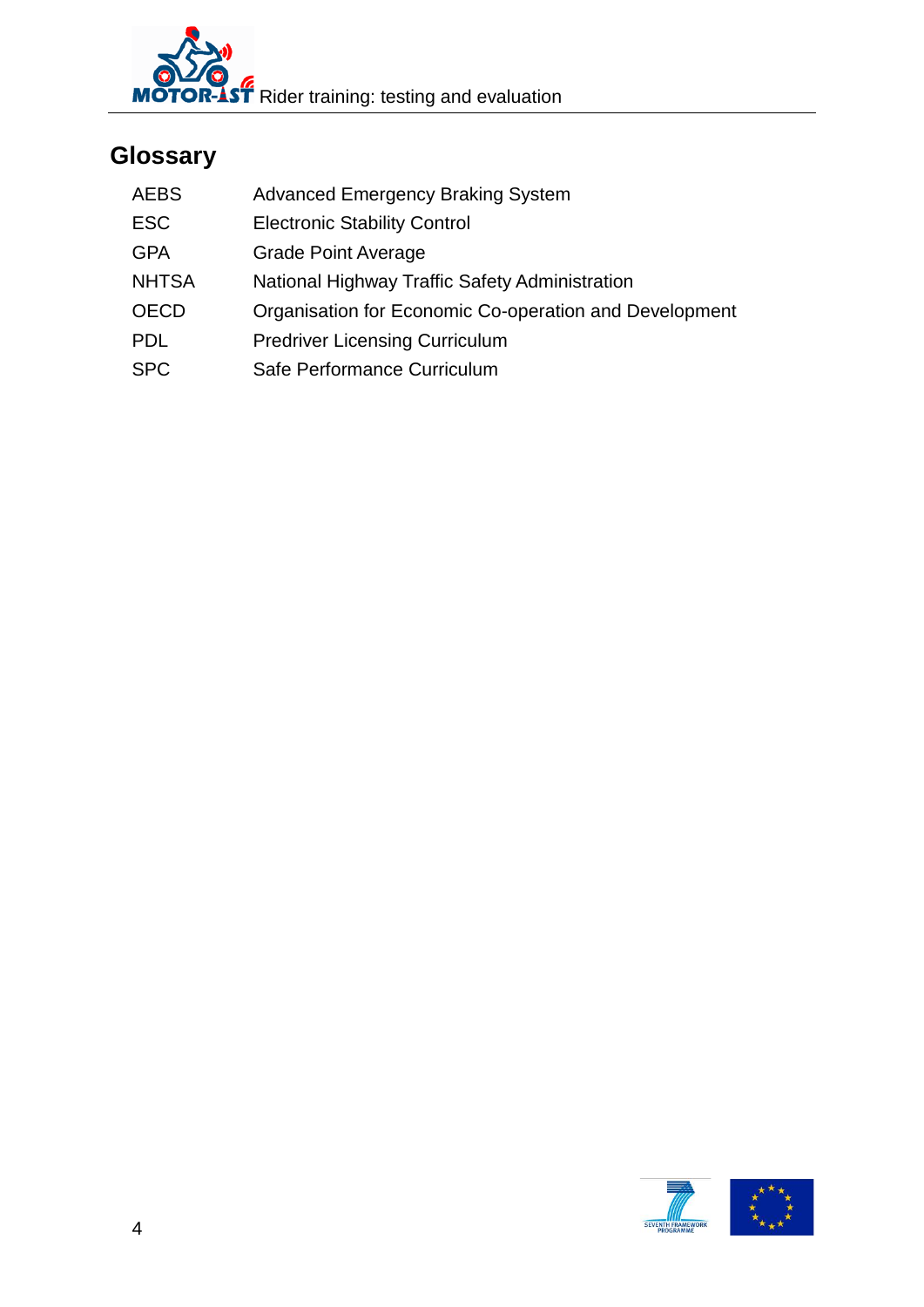## Glossary

| | |
|---|---|
| AEBS | Advanced Emergency Braking System |
| ESC | Electronic Stability Control |
| GPA | Grade Point Average |
| NHTSA | National Highway Traffic Safety Administration |
| OECD | Organisation for Economic Co-operation and Development |
| PDL | Predriver Licensing Curriculum |
| SPC | Safe Performance Curriculum |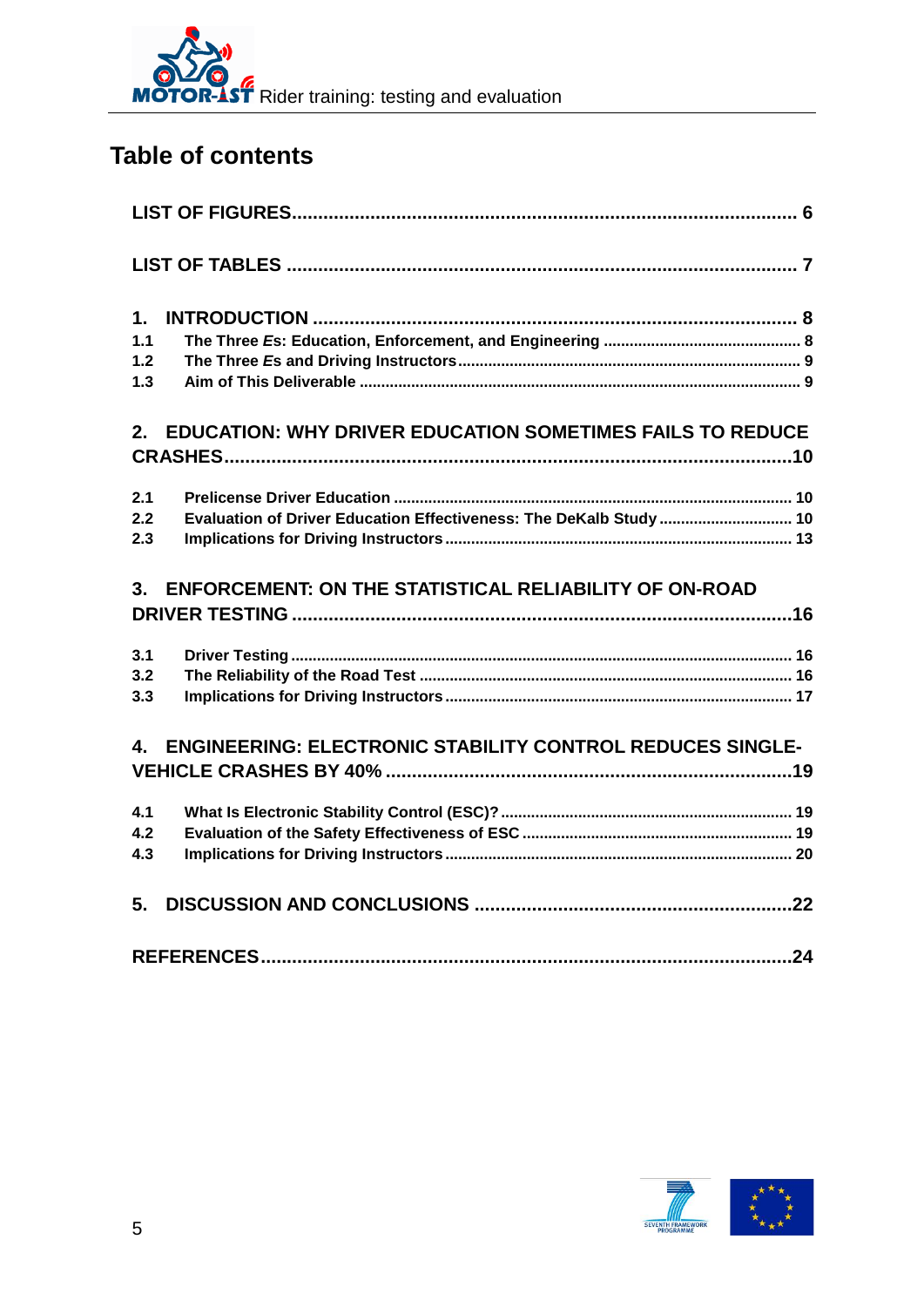# Table of contents

LIST OF FIGURES ........................................................................................ 6

LIST OF TABLES ........................................................................................ 7

1. INTRODUCTION ........................................................................................ 8
   - 1.1 The Three *E*s: Education, Enforcement, and Engineering ........................ 8
   - 1.2 The Three *E*s and Driving Instructors ................................................. 9
   - 1.3 Aim of This Deliverable ........................................................................ 9

2. EDUCATION: WHY DRIVER EDUCATION SOMETIMES FAILS TO REDUCE CRASHES ........................................................................................ 10
   - 2.1 Prelicense Driver Education ................................................................. 10
   - 2.2 Evaluation of Driver Education Effectiveness: The DeKalb Study ............. 10
   - 2.3 Implications for Driving Instructors ...................................................... 13

3. ENFORCEMENT: ON THE STATISTICAL RELIABILITY OF ON-ROAD DRIVER TESTING ........................................................................................ 16
   - 3.1 Driver Testing ...................................................................................... 16
   - 3.2 The Reliability of the Road Test ............................................................ 16
   - 3.3 Implications for Driving Instructors ...................................................... 17

4. ENGINEERING: ELECTRONIC STABILITY CONTROL REDUCES SINGLE-VEHICLE CRASHES BY 40% ........................................................................ 19
   - 4.1 What Is Electronic Stability Control (ESC)? ........................................... 19
   - 4.2 Evaluation of the Safety Effectiveness of ESC ....................................... 19
   - 4.3 Implications for Driving Instructors ...................................................... 20

5. DISCUSSION AND CONCLUSIONS ............................................................ 22

REFERENCES ................................................................................................ 24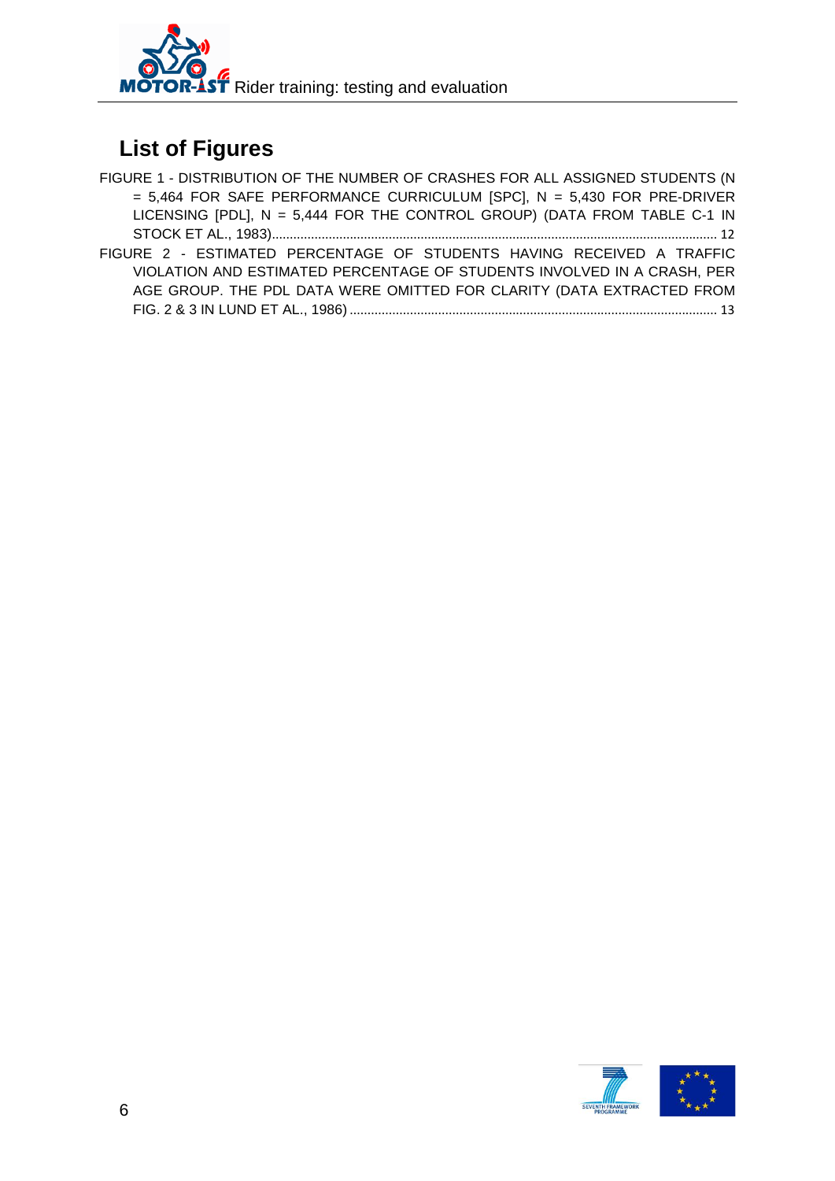## List of Figures

FIGURE 1 - DISTRIBUTION OF THE NUMBER OF CRASHES FOR ALL ASSIGNED STUDENTS (N = 5,464 FOR SAFE PERFORMANCE CURRICULUM [SPC], N = 5,430 FOR PRE-DRIVER LICENSING [PDL], N = 5,444 FOR THE CONTROL GROUP) (DATA FROM TABLE C-1 IN STOCK ET AL., 1983)........................................................................................................................... 12

FIGURE 2 - ESTIMATED PERCENTAGE OF STUDENTS HAVING RECEIVED A TRAFFIC VIOLATION AND ESTIMATED PERCENTAGE OF STUDENTS INVOLVED IN A CRASH, PER AGE GROUP. THE PDL DATA WERE OMITTED FOR CLARITY (DATA EXTRACTED FROM FIG. 2 & 3 IN LUND ET AL., 1986) ......................................................................................................... 13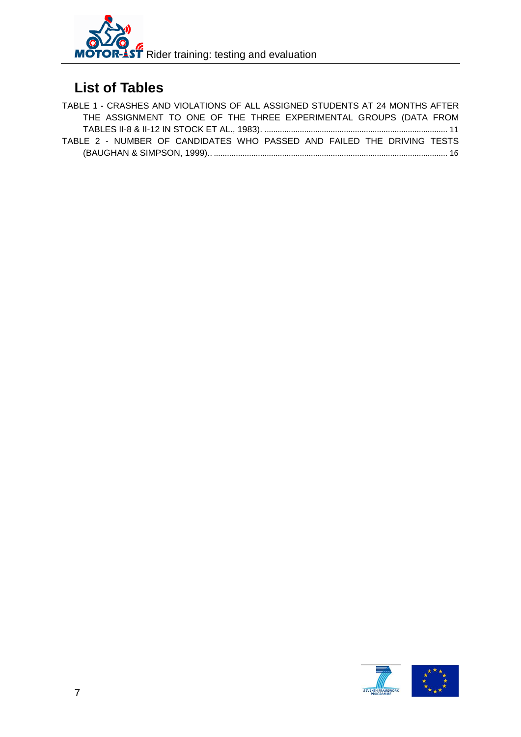## List of Tables

TABLE 1 - CRASHES AND VIOLATIONS OF ALL ASSIGNED STUDENTS AT 24 MONTHS AFTER THE ASSIGNMENT TO ONE OF THE THREE EXPERIMENTAL GROUPS (DATA FROM TABLES II-8 & II-12 IN STOCK ET AL., 1983). ........................................................................................ 11

TABLE 2 - NUMBER OF CANDIDATES WHO PASSED AND FAILED THE DRIVING TESTS (BAUGHAN & SIMPSON, 1999).. ......................................................................................................... 16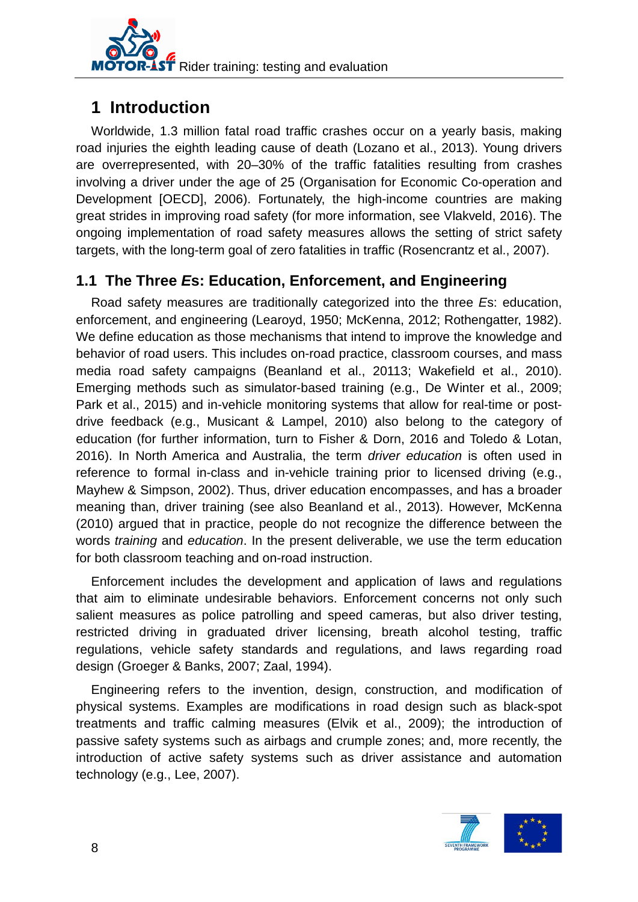# 1 Introduction

Worldwide, 1.3 million fatal road traffic crashes occur on a yearly basis, making road injuries the eighth leading cause of death (Lozano et al., 2013). Young drivers are overrepresented, with 20–30% of the traffic fatalities resulting from crashes involving a driver under the age of 25 (Organisation for Economic Co-operation and Development [OECD], 2006). Fortunately, the high-income countries are making great strides in improving road safety (for more information, see Vlakveld, 2016). The ongoing implementation of road safety measures allows the setting of strict safety targets, with the long-term goal of zero fatalities in traffic (Rosencrantz et al., 2007).

## 1.1 The Three *E*s: Education, Enforcement, and Engineering

Road safety measures are traditionally categorized into the three *E*s: education, enforcement, and engineering (Learoyd, 1950; McKenna, 2012; Rothengatter, 1982). We define education as those mechanisms that intend to improve the knowledge and behavior of road users. This includes on-road practice, classroom courses, and mass media road safety campaigns (Beanland et al., 20113; Wakefield et al., 2010). Emerging methods such as simulator-based training (e.g., De Winter et al., 2009; Park et al., 2015) and in-vehicle monitoring systems that allow for real-time or post-drive feedback (e.g., Musicant & Lampel, 2010) also belong to the category of education (for further information, turn to Fisher & Dorn, 2016 and Toledo & Lotan, 2016). In North America and Australia, the term *driver education* is often used in reference to formal in-class and in-vehicle training prior to licensed driving (e.g., Mayhew & Simpson, 2002). Thus, driver education encompasses, and has a broader meaning than, driver training (see also Beanland et al., 2013). However, McKenna (2010) argued that in practice, people do not recognize the difference between the words *training* and *education*. In the present deliverable, we use the term education for both classroom teaching and on-road instruction.

Enforcement includes the development and application of laws and regulations that aim to eliminate undesirable behaviors. Enforcement concerns not only such salient measures as police patrolling and speed cameras, but also driver testing, restricted driving in graduated driver licensing, breath alcohol testing, traffic regulations, vehicle safety standards and regulations, and laws regarding road design (Groeger & Banks, 2007; Zaal, 1994).

Engineering refers to the invention, design, construction, and modification of physical systems. Examples are modifications in road design such as black-spot treatments and traffic calming measures (Elvik et al., 2009); the introduction of passive safety systems such as airbags and crumple zones; and, more recently, the introduction of active safety systems such as driver assistance and automation technology (e.g., Lee, 2007).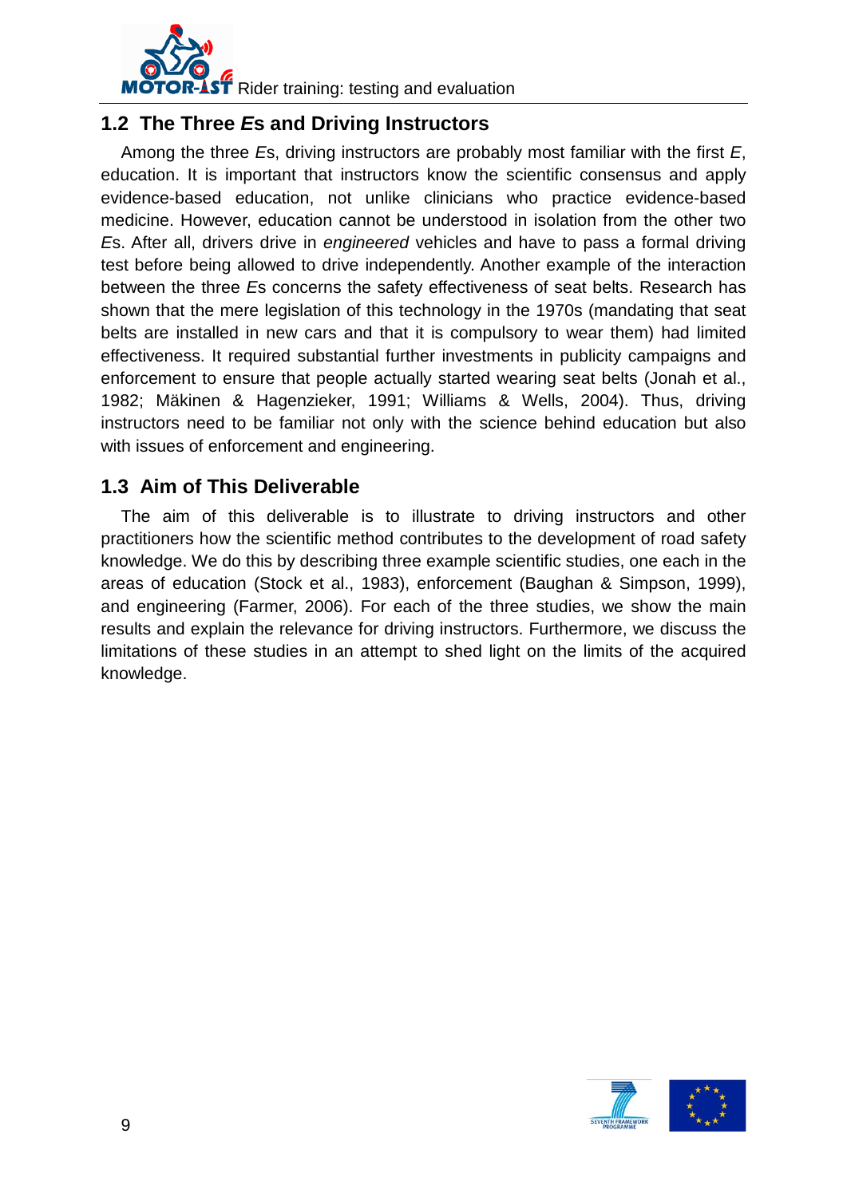## 1.2 The Three *E*s and Driving Instructors

Among the three *E*s, driving instructors are probably most familiar with the first *E*, education. It is important that instructors know the scientific consensus and apply evidence-based education, not unlike clinicians who practice evidence-based medicine. However, education cannot be understood in isolation from the other two *E*s. After all, drivers drive in *engineered* vehicles and have to pass a formal driving test before being allowed to drive independently. Another example of the interaction between the three *E*s concerns the safety effectiveness of seat belts. Research has shown that the mere legislation of this technology in the 1970s (mandating that seat belts are installed in new cars and that it is compulsory to wear them) had limited effectiveness. It required substantial further investments in publicity campaigns and enforcement to ensure that people actually started wearing seat belts (Jonah et al., 1982; Mäkinen & Hagenzieker, 1991; Williams & Wells, 2004). Thus, driving instructors need to be familiar not only with the science behind education but also with issues of enforcement and engineering.

## 1.3 Aim of This Deliverable

The aim of this deliverable is to illustrate to driving instructors and other practitioners how the scientific method contributes to the development of road safety knowledge. We do this by describing three example scientific studies, one each in the areas of education (Stock et al., 1983), enforcement (Baughan & Simpson, 1999), and engineering (Farmer, 2006). For each of the three studies, we show the main results and explain the relevance for driving instructors. Furthermore, we discuss the limitations of these studies in an attempt to shed light on the limits of the acquired knowledge.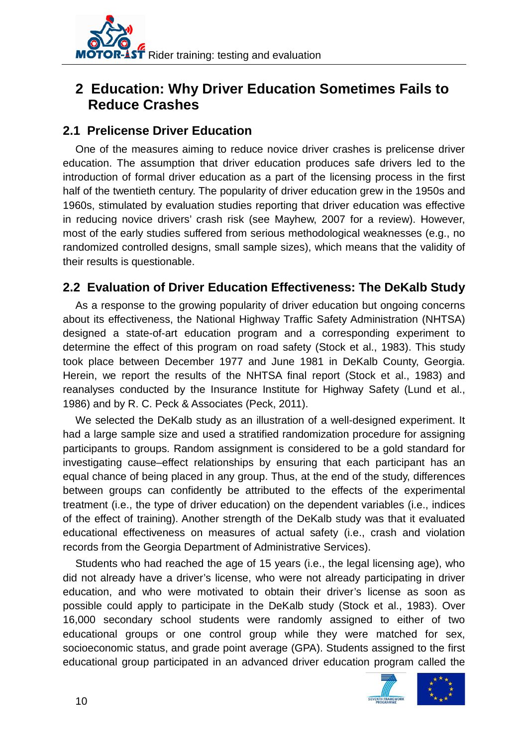# 2 Education: Why Driver Education Sometimes Fails to Reduce Crashes

## 2.1 Prelicense Driver Education

One of the measures aiming to reduce novice driver crashes is prelicense driver education. The assumption that driver education produces safe drivers led to the introduction of formal driver education as a part of the licensing process in the first half of the twentieth century. The popularity of driver education grew in the 1950s and 1960s, stimulated by evaluation studies reporting that driver education was effective in reducing novice drivers' crash risk (see Mayhew, 2007 for a review). However, most of the early studies suffered from serious methodological weaknesses (e.g., no randomized controlled designs, small sample sizes), which means that the validity of their results is questionable.

## 2.2 Evaluation of Driver Education Effectiveness: The DeKalb Study

As a response to the growing popularity of driver education but ongoing concerns about its effectiveness, the National Highway Traffic Safety Administration (NHTSA) designed a state-of-art education program and a corresponding experiment to determine the effect of this program on road safety (Stock et al., 1983). This study took place between December 1977 and June 1981 in DeKalb County, Georgia. Herein, we report the results of the NHTSA final report (Stock et al., 1983) and reanalyses conducted by the Insurance Institute for Highway Safety (Lund et al., 1986) and by R. C. Peck & Associates (Peck, 2011).

We selected the DeKalb study as an illustration of a well-designed experiment. It had a large sample size and used a stratified randomization procedure for assigning participants to groups. Random assignment is considered to be a gold standard for investigating cause–effect relationships by ensuring that each participant has an equal chance of being placed in any group. Thus, at the end of the study, differences between groups can confidently be attributed to the effects of the experimental treatment (i.e., the type of driver education) on the dependent variables (i.e., indices of the effect of training). Another strength of the DeKalb study was that it evaluated educational effectiveness on measures of actual safety (i.e., crash and violation records from the Georgia Department of Administrative Services).

Students who had reached the age of 15 years (i.e., the legal licensing age), who did not already have a driver's license, who were not already participating in driver education, and who were motivated to obtain their driver's license as soon as possible could apply to participate in the DeKalb study (Stock et al., 1983). Over 16,000 secondary school students were randomly assigned to either of two educational groups or one control group while they were matched for sex, socioeconomic status, and grade point average (GPA). Students assigned to the first educational group participated in an advanced driver education program called the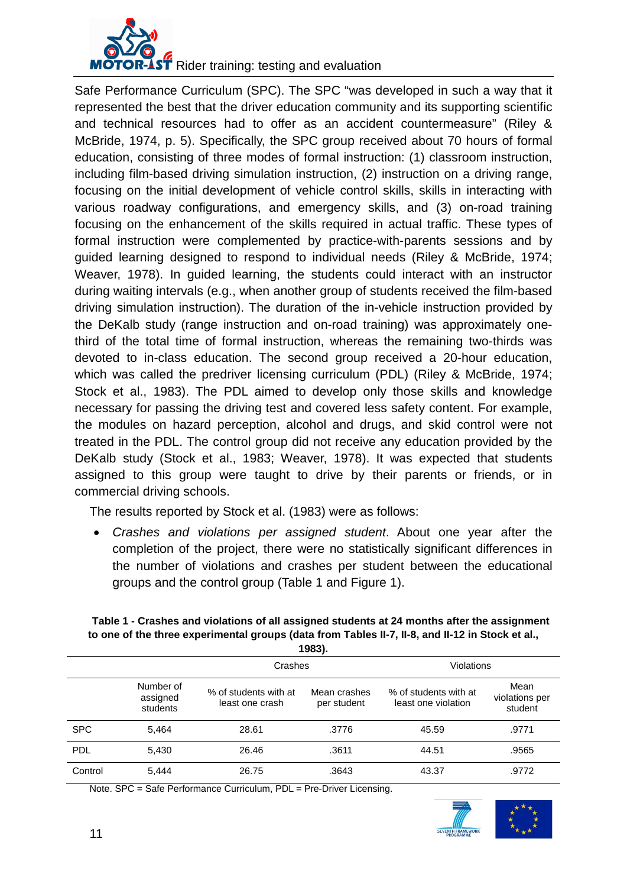Safe Performance Curriculum (SPC). The SPC "was developed in such a way that it represented the best that the driver education community and its supporting scientific and technical resources had to offer as an accident countermeasure" (Riley & McBride, 1974, p. 5). Specifically, the SPC group received about 70 hours of formal education, consisting of three modes of formal instruction: (1) classroom instruction, including film-based driving simulation instruction, (2) instruction on a driving range, focusing on the initial development of vehicle control skills, skills in interacting with various roadway configurations, and emergency skills, and (3) on-road training focusing on the enhancement of the skills required in actual traffic. These types of formal instruction were complemented by practice-with-parents sessions and by guided learning designed to respond to individual needs (Riley & McBride, 1974; Weaver, 1978). In guided learning, the students could interact with an instructor during waiting intervals (e.g., when another group of students received the film-based driving simulation instruction). The duration of the in-vehicle instruction provided by the DeKalb study (range instruction and on-road training) was approximately one-third of the total time of formal instruction, whereas the remaining two-thirds was devoted to in-class education. The second group received a 20-hour education, which was called the predriver licensing curriculum (PDL) (Riley & McBride, 1974; Stock et al., 1983). The PDL aimed to develop only those skills and knowledge necessary for passing the driving test and covered less safety content. For example, the modules on hazard perception, alcohol and drugs, and skid control were not treated in the PDL. The control group did not receive any education provided by the DeKalb study (Stock et al., 1983; Weaver, 1978). It was expected that students assigned to this group were taught to drive by their parents or friends, or in commercial driving schools.

The results reported by Stock et al. (1983) were as follows:

- *Crashes and violations per assigned student*. About one year after the completion of the project, there were no statistically significant differences in the number of violations and crashes per student between the educational groups and the control group (Table 1 and Figure 1).

**Table 1 - Crashes and violations of all assigned students at 24 months after the assignment to one of the three experimental groups (data from Tables II-7, II-8, and II-12 in Stock et al., 1983).**

| | | Crashes | | Violations | |
|---|---|---|---|---|---|
| | Number of assigned students | % of students with at least one crash | Mean crashes per student | % of students with at least one violation | Mean violations per student |
| SPC | 5,464 | 28.61 | .3776 | 45.59 | .9771 |
| PDL | 5,430 | 26.46 | .3611 | 44.51 | .9565 |
| Control | 5,444 | 26.75 | .3643 | 43.37 | .9772 |

Note. SPC = Safe Performance Curriculum, PDL = Pre-Driver Licensing.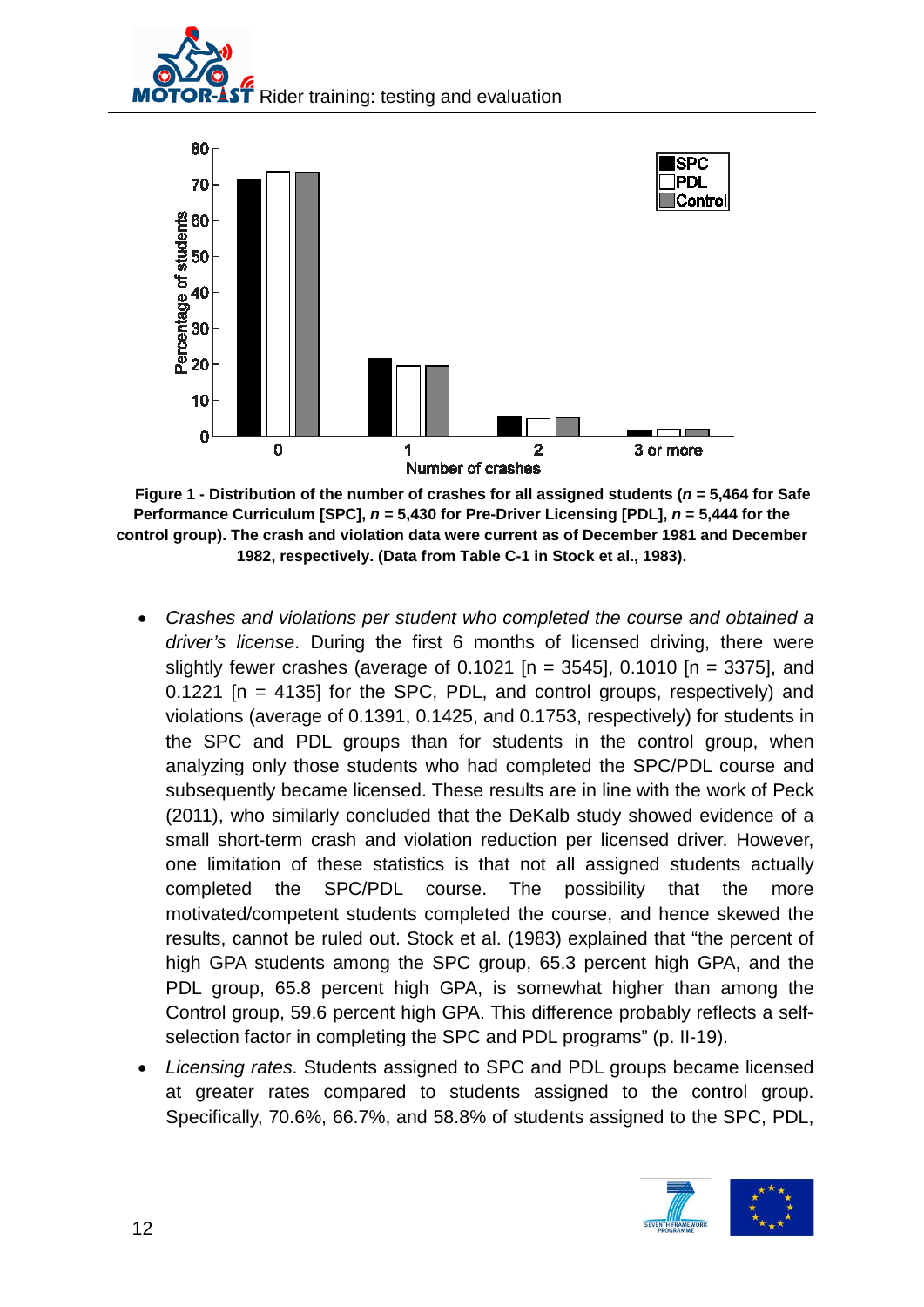Figure 1 - Distribution of the number of crashes for all assigned students ($n$ = 5,464 for Safe Performance Curriculum [SPC], $n$ = 5,430 for Pre-Driver Licensing [PDL], $n$ = 5,444 for the control group). The crash and violation data were current as of December 1981 and December 1982, respectively. (Data from Table C-1 in Stock et al., 1983).

- *Crashes and violations per student who completed the course and obtained a driver's license*. During the first 6 months of licensed driving, there were slightly fewer crashes (average of 0.1021 [n = 3545], 0.1010 [n = 3375], and 0.1221 [n = 4135] for the SPC, PDL, and control groups, respectively) and violations (average of 0.1391, 0.1425, and 0.1753, respectively) for students in the SPC and PDL groups than for students in the control group, when analyzing only those students who had completed the SPC/PDL course and subsequently became licensed. These results are in line with the work of Peck (2011), who similarly concluded that the DeKalb study showed evidence of a small short-term crash and violation reduction per licensed driver. However, one limitation of these statistics is that not all assigned students actually completed the SPC/PDL course. The possibility that the more motivated/competent students completed the course, and hence skewed the results, cannot be ruled out. Stock et al. (1983) explained that "the percent of high GPA students among the SPC group, 65.3 percent high GPA, and the PDL group, 65.8 percent high GPA, is somewhat higher than among the Control group, 59.6 percent high GPA. This difference probably reflects a self-selection factor in completing the SPC and PDL programs" (p. II-19).
- *Licensing rates*. Students assigned to SPC and PDL groups became licensed at greater rates compared to students assigned to the control group. Specifically, 70.6%, 66.7%, and 58.8% of students assigned to the SPC, PDL,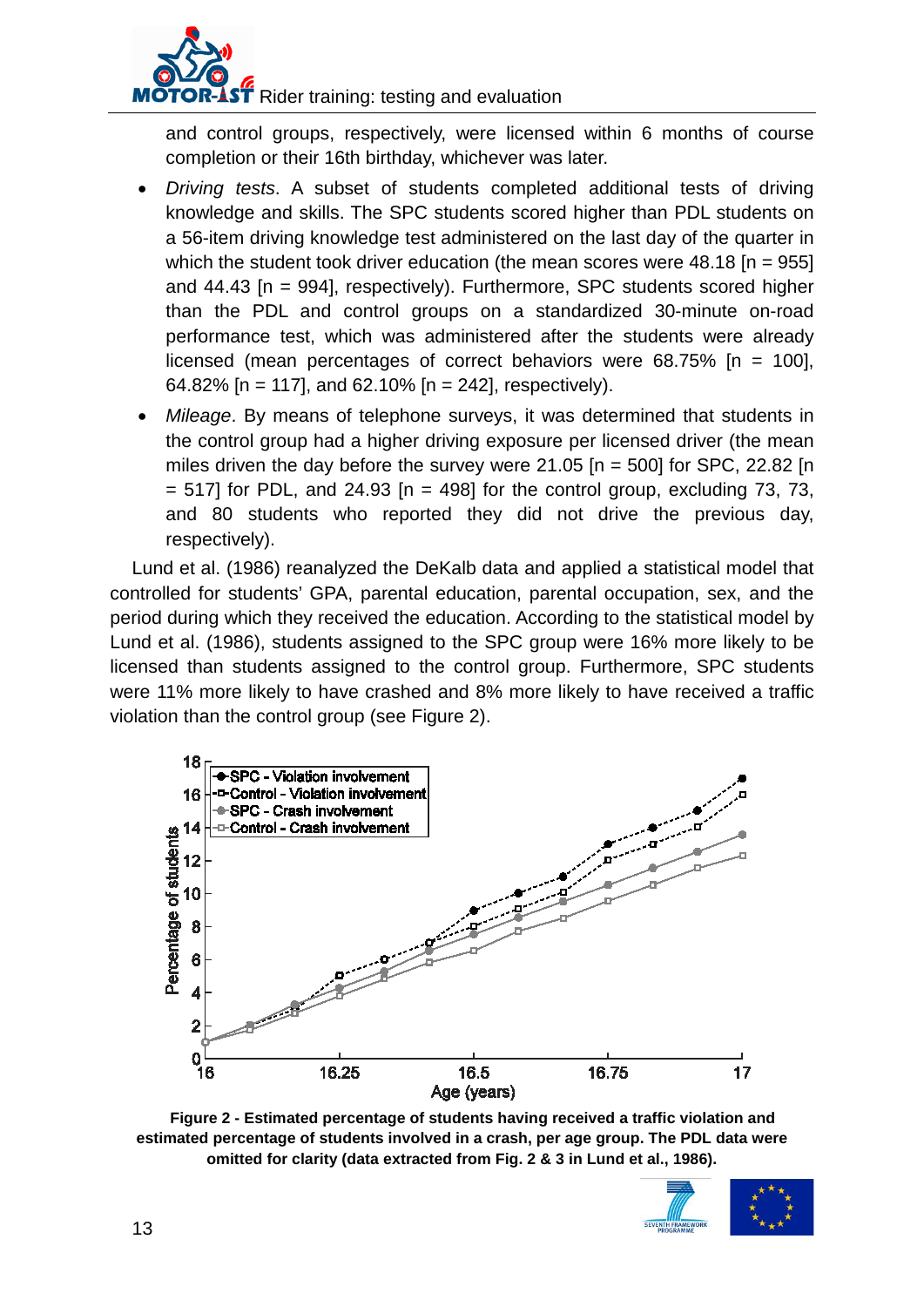and control groups, respectively, were licensed within 6 months of course completion or their 16th birthday, whichever was later.

- *Driving tests*. A subset of students completed additional tests of driving knowledge and skills. The SPC students scored higher than PDL students on a 56-item driving knowledge test administered on the last day of the quarter in which the student took driver education (the mean scores were 48.18 [n = 955] and 44.43 [n = 994], respectively). Furthermore, SPC students scored higher than the PDL and control groups on a standardized 30-minute on-road performance test, which was administered after the students were already licensed (mean percentages of correct behaviors were 68.75% [n = 100], 64.82% [n = 117], and 62.10% [n = 242], respectively).
- *Mileage*. By means of telephone surveys, it was determined that students in the control group had a higher driving exposure per licensed driver (the mean miles driven the day before the survey were 21.05 [n = 500] for SPC, 22.82 [n = 517] for PDL, and 24.93 [n = 498] for the control group, excluding 73, 73, and 80 students who reported they did not drive the previous day, respectively).

Lund et al. (1986) reanalyzed the DeKalb data and applied a statistical model that controlled for students' GPA, parental education, parental occupation, sex, and the period during which they received the education. According to the statistical model by Lund et al. (1986), students assigned to the SPC group were 16% more likely to be licensed than students assigned to the control group. Furthermore, SPC students were 11% more likely to have crashed and 8% more likely to have received a traffic violation than the control group (see Figure 2).

**Figure 2 - Estimated percentage of students having received a traffic violation and estimated percentage of students involved in a crash, per age group. The PDL data were omitted for clarity (data extracted from Fig. 2 & 3 in Lund et al., 1986).**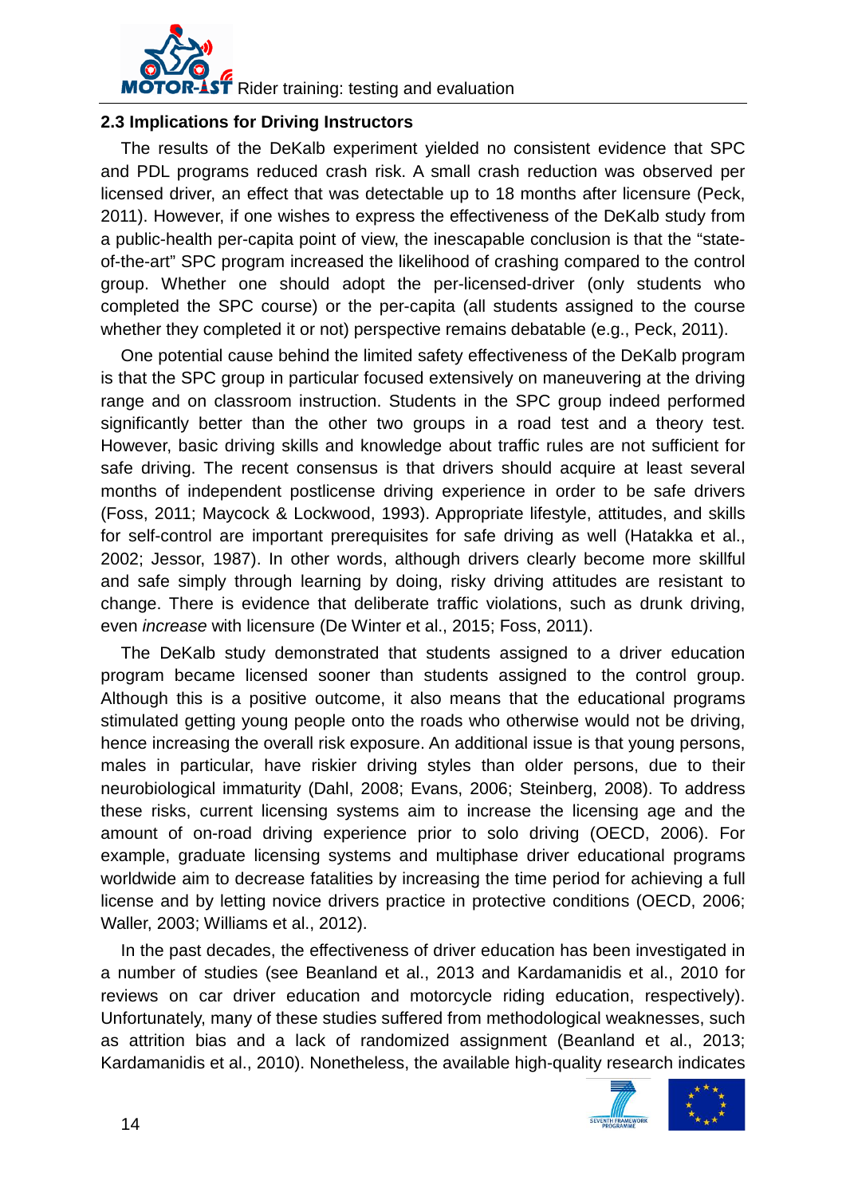### 2.3 Implications for Driving Instructors

The results of the DeKalb experiment yielded no consistent evidence that SPC and PDL programs reduced crash risk. A small crash reduction was observed per licensed driver, an effect that was detectable up to 18 months after licensure (Peck, 2011). However, if one wishes to express the effectiveness of the DeKalb study from a public-health per-capita point of view, the inescapable conclusion is that the "state-of-the-art" SPC program increased the likelihood of crashing compared to the control group. Whether one should adopt the per-licensed-driver (only students who completed the SPC course) or the per-capita (all students assigned to the course whether they completed it or not) perspective remains debatable (e.g., Peck, 2011).

One potential cause behind the limited safety effectiveness of the DeKalb program is that the SPC group in particular focused extensively on maneuvering at the driving range and on classroom instruction. Students in the SPC group indeed performed significantly better than the other two groups in a road test and a theory test. However, basic driving skills and knowledge about traffic rules are not sufficient for safe driving. The recent consensus is that drivers should acquire at least several months of independent postlicense driving experience in order to be safe drivers (Foss, 2011; Maycock & Lockwood, 1993). Appropriate lifestyle, attitudes, and skills for self-control are important prerequisites for safe driving as well (Hatakka et al., 2002; Jessor, 1987). In other words, although drivers clearly become more skillful and safe simply through learning by doing, risky driving attitudes are resistant to change. There is evidence that deliberate traffic violations, such as drunk driving, even *increase* with licensure (De Winter et al., 2015; Foss, 2011).

The DeKalb study demonstrated that students assigned to a driver education program became licensed sooner than students assigned to the control group. Although this is a positive outcome, it also means that the educational programs stimulated getting young people onto the roads who otherwise would not be driving, hence increasing the overall risk exposure. An additional issue is that young persons, males in particular, have riskier driving styles than older persons, due to their neurobiological immaturity (Dahl, 2008; Evans, 2006; Steinberg, 2008). To address these risks, current licensing systems aim to increase the licensing age and the amount of on-road driving experience prior to solo driving (OECD, 2006). For example, graduate licensing systems and multiphase driver educational programs worldwide aim to decrease fatalities by increasing the time period for achieving a full license and by letting novice drivers practice in protective conditions (OECD, 2006; Waller, 2003; Williams et al., 2012).

In the past decades, the effectiveness of driver education has been investigated in a number of studies (see Beanland et al., 2013 and Kardamanidis et al., 2010 for reviews on car driver education and motorcycle riding education, respectively). Unfortunately, many of these studies suffered from methodological weaknesses, such as attrition bias and a lack of randomized assignment (Beanland et al., 2013; Kardamanidis et al., 2010). Nonetheless, the available high-quality research indicates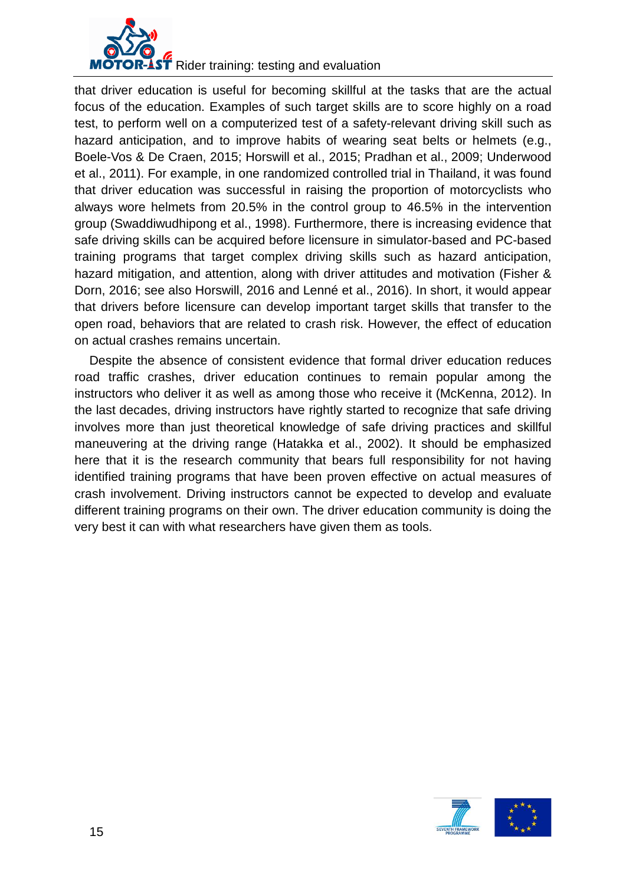that driver education is useful for becoming skillful at the tasks that are the actual focus of the education. Examples of such target skills are to score highly on a road test, to perform well on a computerized test of a safety-relevant driving skill such as hazard anticipation, and to improve habits of wearing seat belts or helmets (e.g., Boele-Vos & De Craen, 2015; Horswill et al., 2015; Pradhan et al., 2009; Underwood et al., 2011). For example, in one randomized controlled trial in Thailand, it was found that driver education was successful in raising the proportion of motorcyclists who always wore helmets from 20.5% in the control group to 46.5% in the intervention group (Swaddiwudhipong et al., 1998). Furthermore, there is increasing evidence that safe driving skills can be acquired before licensure in simulator-based and PC-based training programs that target complex driving skills such as hazard anticipation, hazard mitigation, and attention, along with driver attitudes and motivation (Fisher & Dorn, 2016; see also Horswill, 2016 and Lenné et al., 2016). In short, it would appear that drivers before licensure can develop important target skills that transfer to the open road, behaviors that are related to crash risk. However, the effect of education on actual crashes remains uncertain.

Despite the absence of consistent evidence that formal driver education reduces road traffic crashes, driver education continues to remain popular among the instructors who deliver it as well as among those who receive it (McKenna, 2012). In the last decades, driving instructors have rightly started to recognize that safe driving involves more than just theoretical knowledge of safe driving practices and skillful maneuvering at the driving range (Hatakka et al., 2002). It should be emphasized here that it is the research community that bears full responsibility for not having identified training programs that have been proven effective on actual measures of crash involvement. Driving instructors cannot be expected to develop and evaluate different training programs on their own. The driver education community is doing the very best it can with what researchers have given them as tools.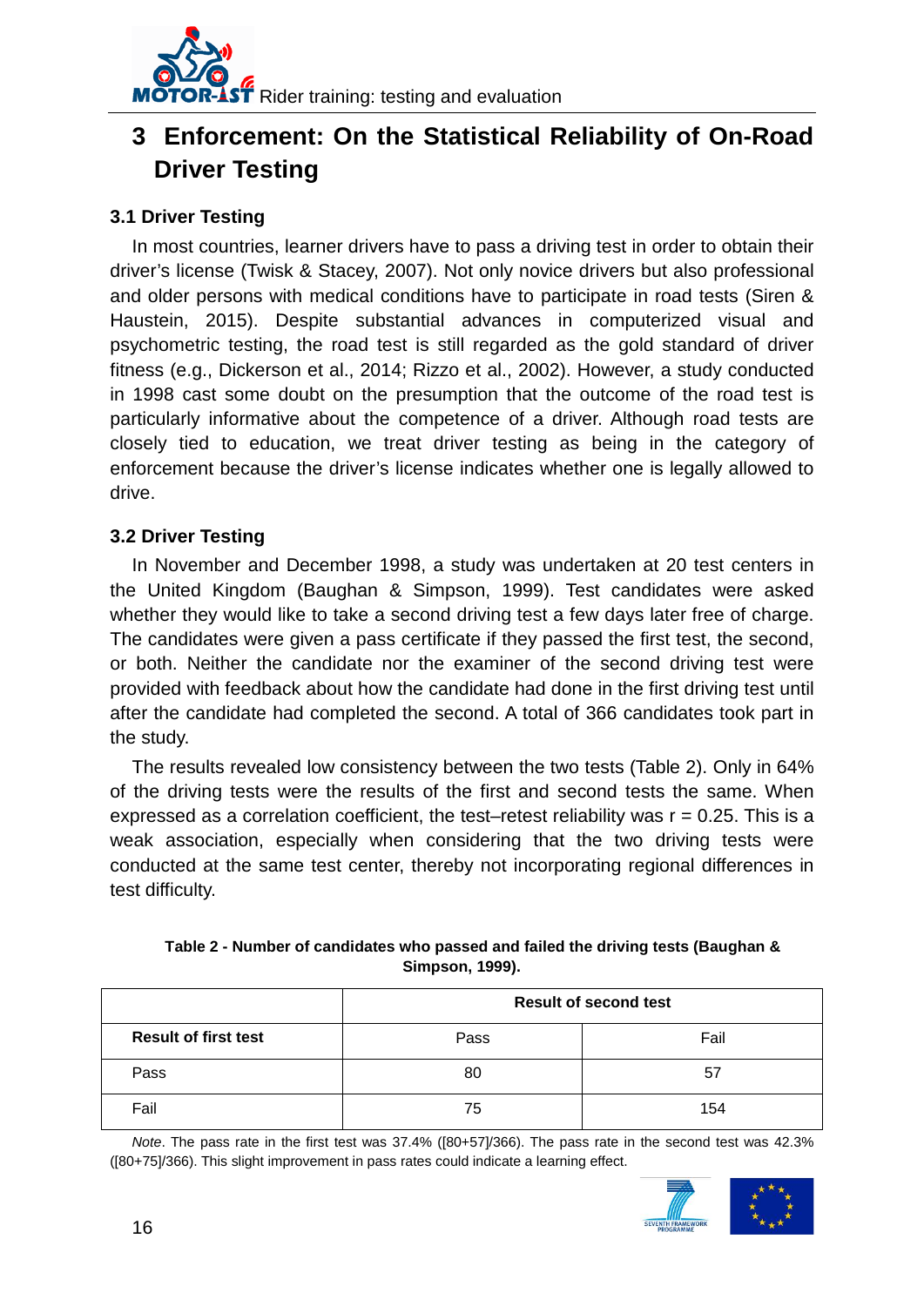# 3 Enforcement: On the Statistical Reliability of On-Road Driver Testing

## 3.1 Driver Testing

In most countries, learner drivers have to pass a driving test in order to obtain their driver's license (Twisk & Stacey, 2007). Not only novice drivers but also professional and older persons with medical conditions have to participate in road tests (Siren & Haustein, 2015). Despite substantial advances in computerized visual and psychometric testing, the road test is still regarded as the gold standard of driver fitness (e.g., Dickerson et al., 2014; Rizzo et al., 2002). However, a study conducted in 1998 cast some doubt on the presumption that the outcome of the road test is particularly informative about the competence of a driver. Although road tests are closely tied to education, we treat driver testing as being in the category of enforcement because the driver's license indicates whether one is legally allowed to drive.

## 3.2 Driver Testing

In November and December 1998, a study was undertaken at 20 test centers in the United Kingdom (Baughan & Simpson, 1999). Test candidates were asked whether they would like to take a second driving test a few days later free of charge. The candidates were given a pass certificate if they passed the first test, the second, or both. Neither the candidate nor the examiner of the second driving test were provided with feedback about how the candidate had done in the first driving test until after the candidate had completed the second. A total of 366 candidates took part in the study.

The results revealed low consistency between the two tests (Table 2). Only in 64% of the driving tests were the results of the first and second tests the same. When expressed as a correlation coefficient, the test–retest reliability was $r = 0.25$. This is a weak association, especially when considering that the two driving tests were conducted at the same test center, thereby not incorporating regional differences in test difficulty.

**Table 2 - Number of candidates who passed and failed the driving tests (Baughan & Simpson, 1999).**

| | **Result of second test** | |
|---|---|---|
| **Result of first test** | Pass | Fail |
| Pass | 80 | 57 |
| Fail | 75 | 154 |

*Note*. The pass rate in the first test was 37.4% ([80+57]/366). The pass rate in the second test was 42.3% ([80+75]/366). This slight improvement in pass rates could indicate a learning effect.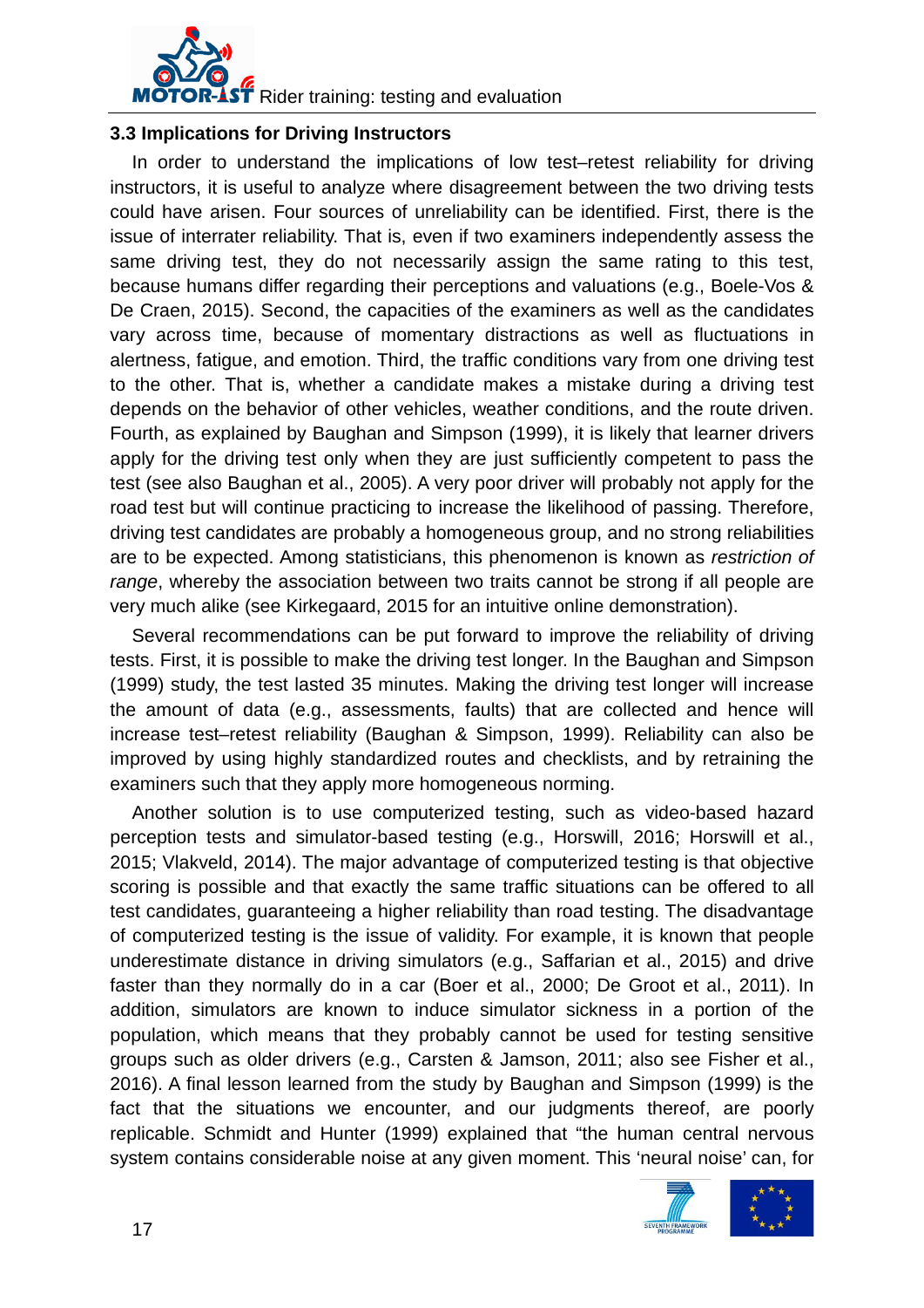### 3.3 Implications for Driving Instructors

In order to understand the implications of low test–retest reliability for driving instructors, it is useful to analyze where disagreement between the two driving tests could have arisen. Four sources of unreliability can be identified. First, there is the issue of interrater reliability. That is, even if two examiners independently assess the same driving test, they do not necessarily assign the same rating to this test, because humans differ regarding their perceptions and valuations (e.g., Boele-Vos & De Craen, 2015). Second, the capacities of the examiners as well as the candidates vary across time, because of momentary distractions as well as fluctuations in alertness, fatigue, and emotion. Third, the traffic conditions vary from one driving test to the other. That is, whether a candidate makes a mistake during a driving test depends on the behavior of other vehicles, weather conditions, and the route driven. Fourth, as explained by Baughan and Simpson (1999), it is likely that learner drivers apply for the driving test only when they are just sufficiently competent to pass the test (see also Baughan et al., 2005). A very poor driver will probably not apply for the road test but will continue practicing to increase the likelihood of passing. Therefore, driving test candidates are probably a homogeneous group, and no strong reliabilities are to be expected. Among statisticians, this phenomenon is known as *restriction of range*, whereby the association between two traits cannot be strong if all people are very much alike (see Kirkegaard, 2015 for an intuitive online demonstration).

Several recommendations can be put forward to improve the reliability of driving tests. First, it is possible to make the driving test longer. In the Baughan and Simpson (1999) study, the test lasted 35 minutes. Making the driving test longer will increase the amount of data (e.g., assessments, faults) that are collected and hence will increase test–retest reliability (Baughan & Simpson, 1999). Reliability can also be improved by using highly standardized routes and checklists, and by retraining the examiners such that they apply more homogeneous norming.

Another solution is to use computerized testing, such as video-based hazard perception tests and simulator-based testing (e.g., Horswill, 2016; Horswill et al., 2015; Vlakveld, 2014). The major advantage of computerized testing is that objective scoring is possible and that exactly the same traffic situations can be offered to all test candidates, guaranteeing a higher reliability than road testing. The disadvantage of computerized testing is the issue of validity. For example, it is known that people underestimate distance in driving simulators (e.g., Saffarian et al., 2015) and drive faster than they normally do in a car (Boer et al., 2000; De Groot et al., 2011). In addition, simulators are known to induce simulator sickness in a portion of the population, which means that they probably cannot be used for testing sensitive groups such as older drivers (e.g., Carsten & Jamson, 2011; also see Fisher et al., 2016). A final lesson learned from the study by Baughan and Simpson (1999) is the fact that the situations we encounter, and our judgments thereof, are poorly replicable. Schmidt and Hunter (1999) explained that "the human central nervous system contains considerable noise at any given moment. This 'neural noise' can, for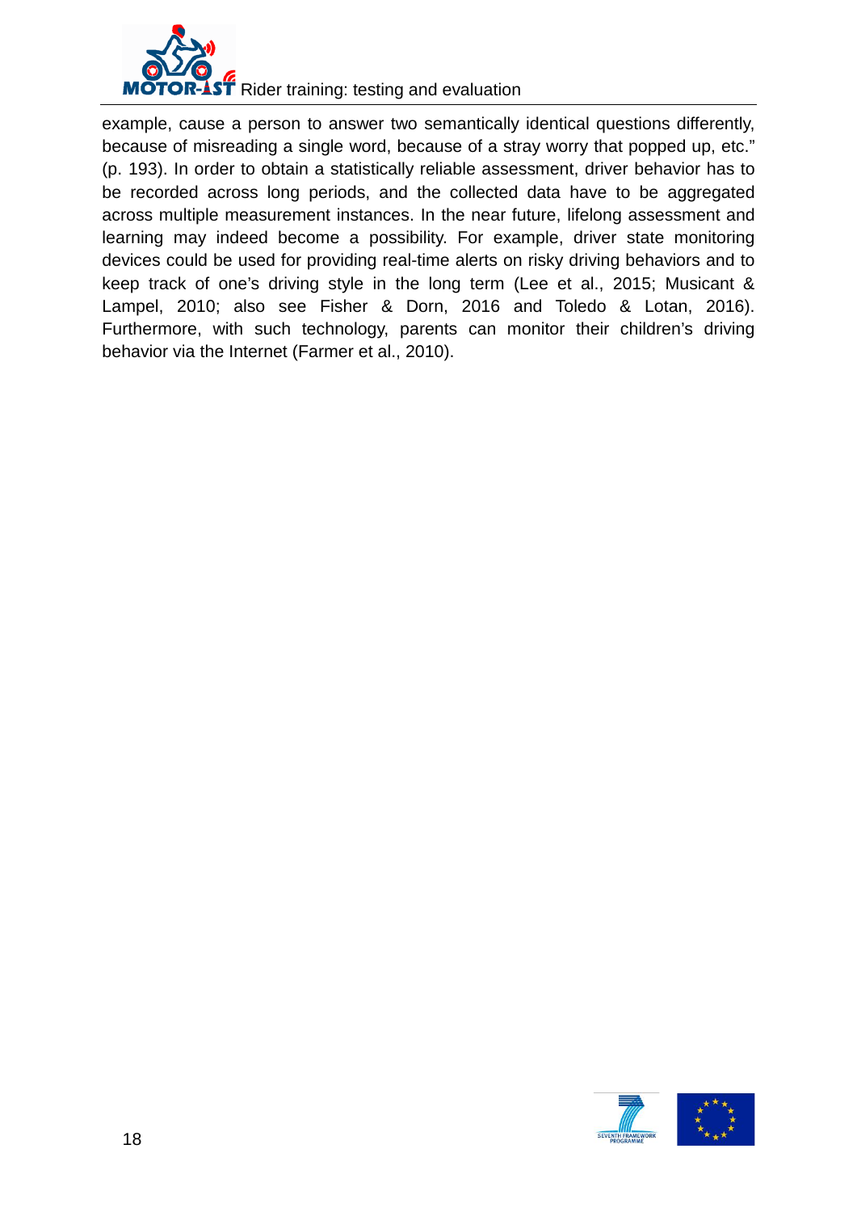example, cause a person to answer two semantically identical questions differently, because of misreading a single word, because of a stray worry that popped up, etc." (p. 193). In order to obtain a statistically reliable assessment, driver behavior has to be recorded across long periods, and the collected data have to be aggregated across multiple measurement instances. In the near future, lifelong assessment and learning may indeed become a possibility. For example, driver state monitoring devices could be used for providing real-time alerts on risky driving behaviors and to keep track of one's driving style in the long term (Lee et al., 2015; Musicant & Lampel, 2010; also see Fisher & Dorn, 2016 and Toledo & Lotan, 2016). Furthermore, with such technology, parents can monitor their children's driving behavior via the Internet (Farmer et al., 2010).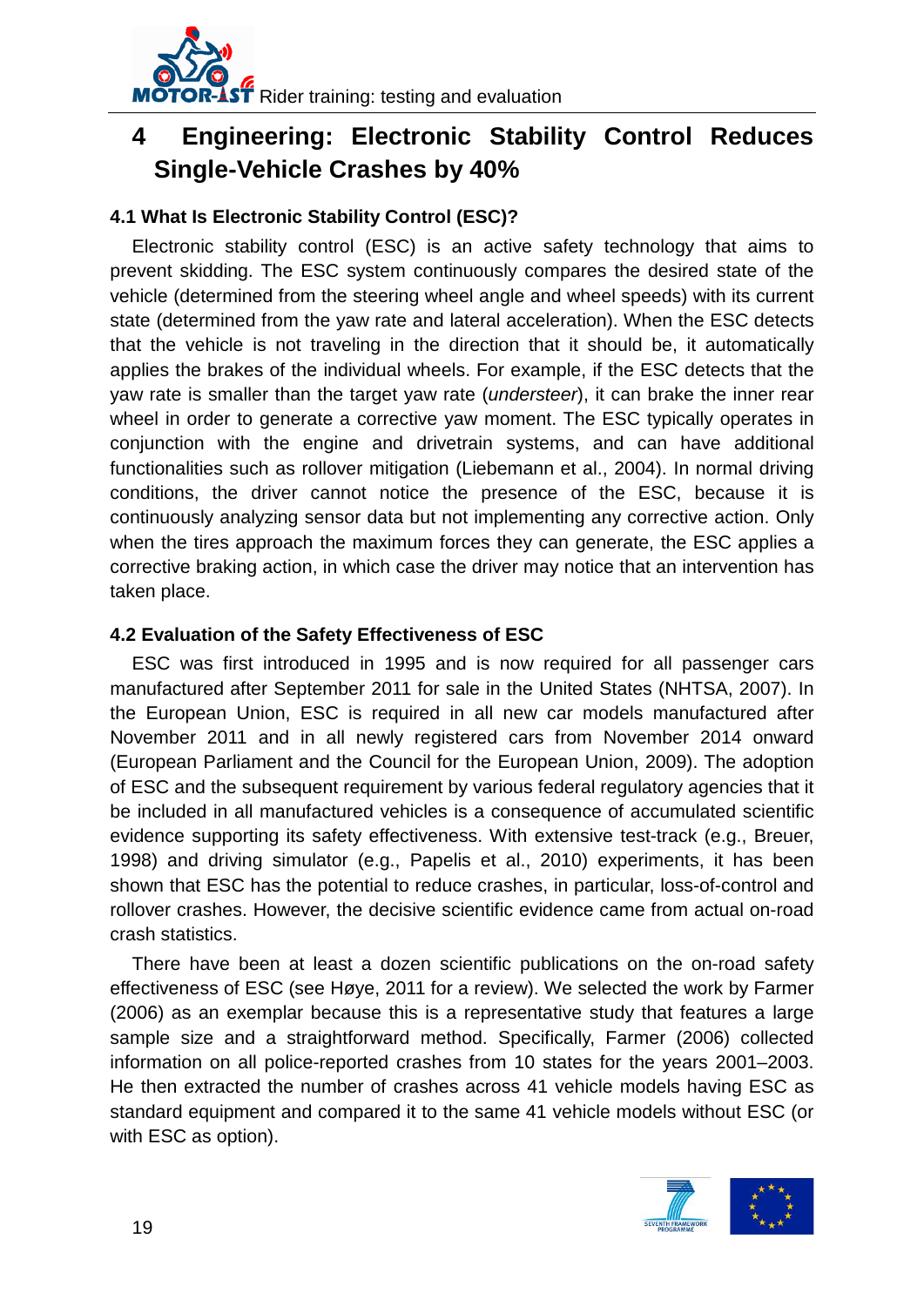# 4 Engineering: Electronic Stability Control Reduces Single-Vehicle Crashes by 40%

## 4.1 What Is Electronic Stability Control (ESC)?

Electronic stability control (ESC) is an active safety technology that aims to prevent skidding. The ESC system continuously compares the desired state of the vehicle (determined from the steering wheel angle and wheel speeds) with its current state (determined from the yaw rate and lateral acceleration). When the ESC detects that the vehicle is not traveling in the direction that it should be, it automatically applies the brakes of the individual wheels. For example, if the ESC detects that the yaw rate is smaller than the target yaw rate (*understeer*), it can brake the inner rear wheel in order to generate a corrective yaw moment. The ESC typically operates in conjunction with the engine and drivetrain systems, and can have additional functionalities such as rollover mitigation (Liebemann et al., 2004). In normal driving conditions, the driver cannot notice the presence of the ESC, because it is continuously analyzing sensor data but not implementing any corrective action. Only when the tires approach the maximum forces they can generate, the ESC applies a corrective braking action, in which case the driver may notice that an intervention has taken place.

## 4.2 Evaluation of the Safety Effectiveness of ESC

ESC was first introduced in 1995 and is now required for all passenger cars manufactured after September 2011 for sale in the United States (NHTSA, 2007). In the European Union, ESC is required in all new car models manufactured after November 2011 and in all newly registered cars from November 2014 onward (European Parliament and the Council for the European Union, 2009). The adoption of ESC and the subsequent requirement by various federal regulatory agencies that it be included in all manufactured vehicles is a consequence of accumulated scientific evidence supporting its safety effectiveness. With extensive test-track (e.g., Breuer, 1998) and driving simulator (e.g., Papelis et al., 2010) experiments, it has been shown that ESC has the potential to reduce crashes, in particular, loss-of-control and rollover crashes. However, the decisive scientific evidence came from actual on-road crash statistics.

There have been at least a dozen scientific publications on the on-road safety effectiveness of ESC (see Høye, 2011 for a review). We selected the work by Farmer (2006) as an exemplar because this is a representative study that features a large sample size and a straightforward method. Specifically, Farmer (2006) collected information on all police-reported crashes from 10 states for the years 2001–2003. He then extracted the number of crashes across 41 vehicle models having ESC as standard equipment and compared it to the same 41 vehicle models without ESC (or with ESC as option).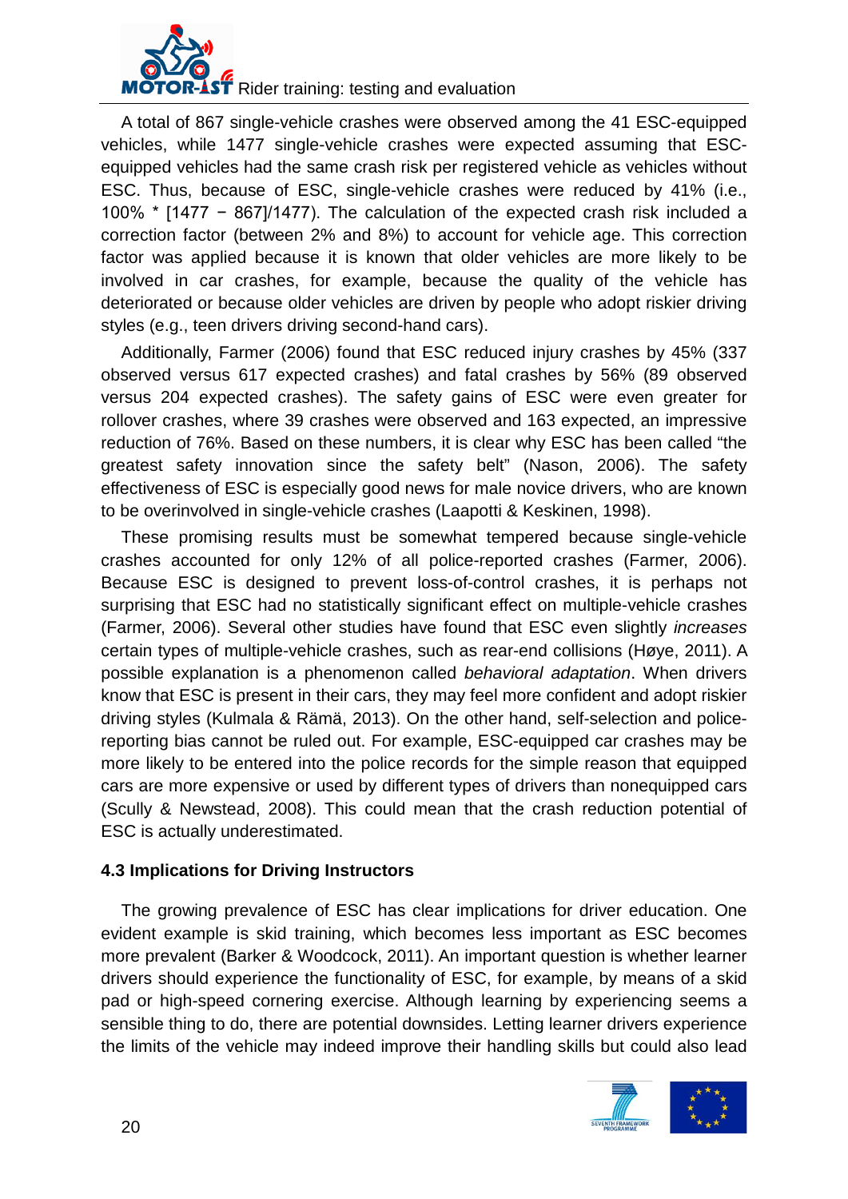A total of 867 single-vehicle crashes were observed among the 41 ESC-equipped vehicles, while 1477 single-vehicle crashes were expected assuming that ESC-equipped vehicles had the same crash risk per registered vehicle as vehicles without ESC. Thus, because of ESC, single-vehicle crashes were reduced by 41% (i.e., 100% * [1477 − 867]/1477). The calculation of the expected crash risk included a correction factor (between 2% and 8%) to account for vehicle age. This correction factor was applied because it is known that older vehicles are more likely to be involved in car crashes, for example, because the quality of the vehicle has deteriorated or because older vehicles are driven by people who adopt riskier driving styles (e.g., teen drivers driving second-hand cars).

Additionally, Farmer (2006) found that ESC reduced injury crashes by 45% (337 observed versus 617 expected crashes) and fatal crashes by 56% (89 observed versus 204 expected crashes). The safety gains of ESC were even greater for rollover crashes, where 39 crashes were observed and 163 expected, an impressive reduction of 76%. Based on these numbers, it is clear why ESC has been called "the greatest safety innovation since the safety belt" (Nason, 2006). The safety effectiveness of ESC is especially good news for male novice drivers, who are known to be overinvolved in single-vehicle crashes (Laapotti & Keskinen, 1998).

These promising results must be somewhat tempered because single-vehicle crashes accounted for only 12% of all police-reported crashes (Farmer, 2006). Because ESC is designed to prevent loss-of-control crashes, it is perhaps not surprising that ESC had no statistically significant effect on multiple-vehicle crashes (Farmer, 2006). Several other studies have found that ESC even slightly *increases* certain types of multiple-vehicle crashes, such as rear-end collisions (Høye, 2011). A possible explanation is a phenomenon called *behavioral adaptation*. When drivers know that ESC is present in their cars, they may feel more confident and adopt riskier driving styles (Kulmala & Rämä, 2013). On the other hand, self-selection and police-reporting bias cannot be ruled out. For example, ESC-equipped car crashes may be more likely to be entered into the police records for the simple reason that equipped cars are more expensive or used by different types of drivers than nonequipped cars (Scully & Newstead, 2008). This could mean that the crash reduction potential of ESC is actually underestimated.

### 4.3 Implications for Driving Instructors

The growing prevalence of ESC has clear implications for driver education. One evident example is skid training, which becomes less important as ESC becomes more prevalent (Barker & Woodcock, 2011). An important question is whether learner drivers should experience the functionality of ESC, for example, by means of a skid pad or high-speed cornering exercise. Although learning by experiencing seems a sensible thing to do, there are potential downsides. Letting learner drivers experience the limits of the vehicle may indeed improve their handling skills but could also lead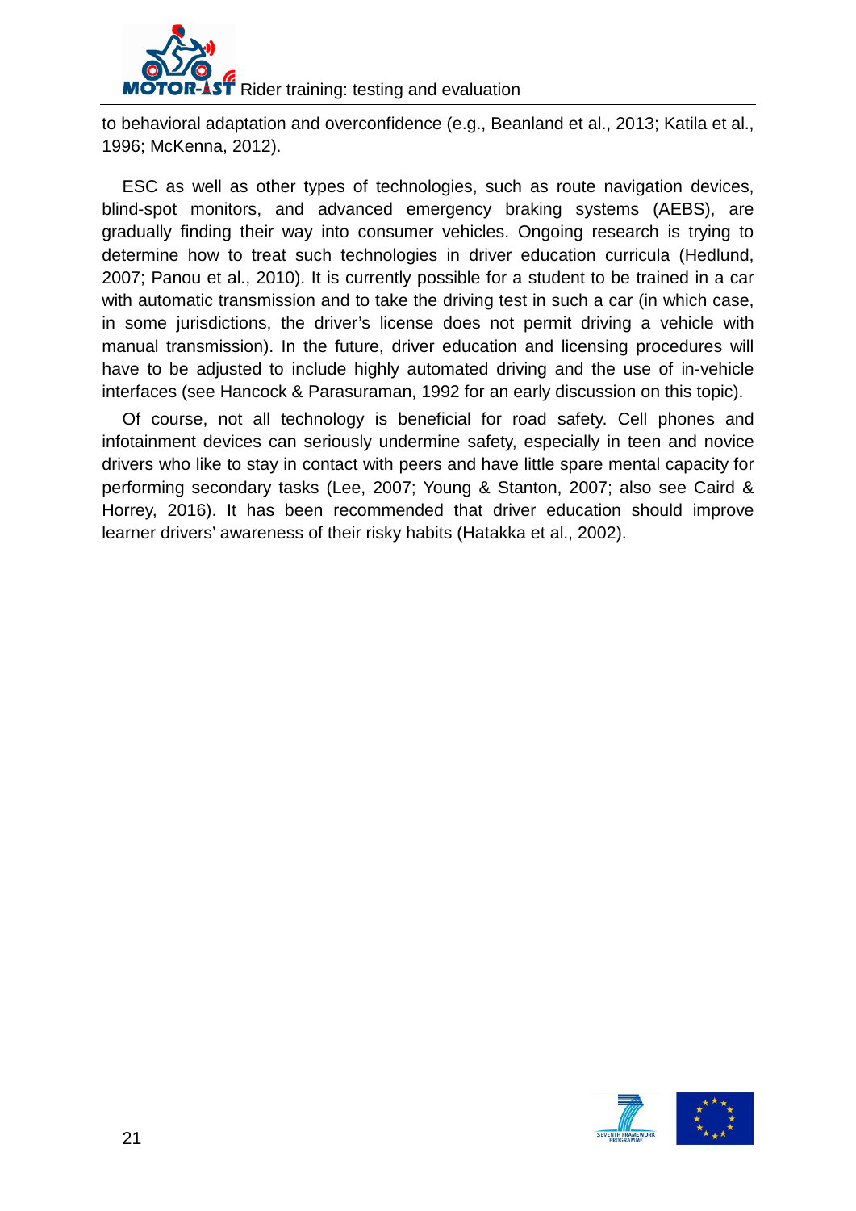to behavioral adaptation and overconfidence (e.g., Beanland et al., 2013; Katila et al., 1996; McKenna, 2012).

ESC as well as other types of technologies, such as route navigation devices, blind-spot monitors, and advanced emergency braking systems (AEBS), are gradually finding their way into consumer vehicles. Ongoing research is trying to determine how to treat such technologies in driver education curricula (Hedlund, 2007; Panou et al., 2010). It is currently possible for a student to be trained in a car with automatic transmission and to take the driving test in such a car (in which case, in some jurisdictions, the driver's license does not permit driving a vehicle with manual transmission). In the future, driver education and licensing procedures will have to be adjusted to include highly automated driving and the use of in-vehicle interfaces (see Hancock & Parasuraman, 1992 for an early discussion on this topic).

Of course, not all technology is beneficial for road safety. Cell phones and infotainment devices can seriously undermine safety, especially in teen and novice drivers who like to stay in contact with peers and have little spare mental capacity for performing secondary tasks (Lee, 2007; Young & Stanton, 2007; also see Caird & Horrey, 2016). It has been recommended that driver education should improve learner drivers' awareness of their risky habits (Hatakka et al., 2002).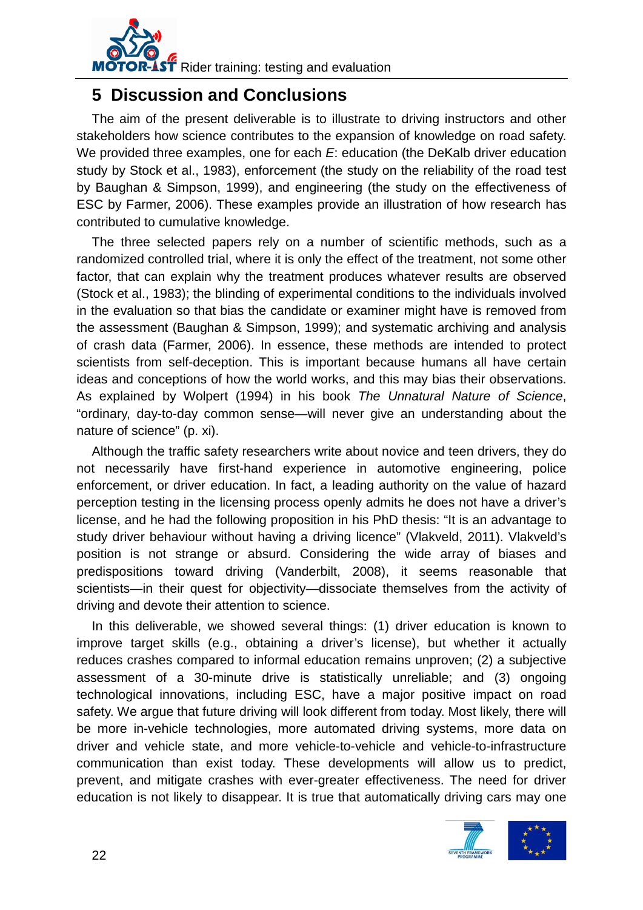# 5 Discussion and Conclusions

The aim of the present deliverable is to illustrate to driving instructors and other stakeholders how science contributes to the expansion of knowledge on road safety. We provided three examples, one for each *E*: education (the DeKalb driver education study by Stock et al., 1983), enforcement (the study on the reliability of the road test by Baughan & Simpson, 1999), and engineering (the study on the effectiveness of ESC by Farmer, 2006). These examples provide an illustration of how research has contributed to cumulative knowledge.

The three selected papers rely on a number of scientific methods, such as a randomized controlled trial, where it is only the effect of the treatment, not some other factor, that can explain why the treatment produces whatever results are observed (Stock et al., 1983); the blinding of experimental conditions to the individuals involved in the evaluation so that bias the candidate or examiner might have is removed from the assessment (Baughan & Simpson, 1999); and systematic archiving and analysis of crash data (Farmer, 2006). In essence, these methods are intended to protect scientists from self-deception. This is important because humans all have certain ideas and conceptions of how the world works, and this may bias their observations. As explained by Wolpert (1994) in his book *The Unnatural Nature of Science*, "ordinary, day-to-day common sense—will never give an understanding about the nature of science" (p. xi).

Although the traffic safety researchers write about novice and teen drivers, they do not necessarily have first-hand experience in automotive engineering, police enforcement, or driver education. In fact, a leading authority on the value of hazard perception testing in the licensing process openly admits he does not have a driver's license, and he had the following proposition in his PhD thesis: "It is an advantage to study driver behaviour without having a driving licence" (Vlakveld, 2011). Vlakveld's position is not strange or absurd. Considering the wide array of biases and predispositions toward driving (Vanderbilt, 2008), it seems reasonable that scientists—in their quest for objectivity—dissociate themselves from the activity of driving and devote their attention to science.

In this deliverable, we showed several things: (1) driver education is known to improve target skills (e.g., obtaining a driver's license), but whether it actually reduces crashes compared to informal education remains unproven; (2) a subjective assessment of a 30-minute drive is statistically unreliable; and (3) ongoing technological innovations, including ESC, have a major positive impact on road safety. We argue that future driving will look different from today. Most likely, there will be more in-vehicle technologies, more automated driving systems, more data on driver and vehicle state, and more vehicle-to-vehicle and vehicle-to-infrastructure communication than exist today. These developments will allow us to predict, prevent, and mitigate crashes with ever-greater effectiveness. The need for driver education is not likely to disappear. It is true that automatically driving cars may one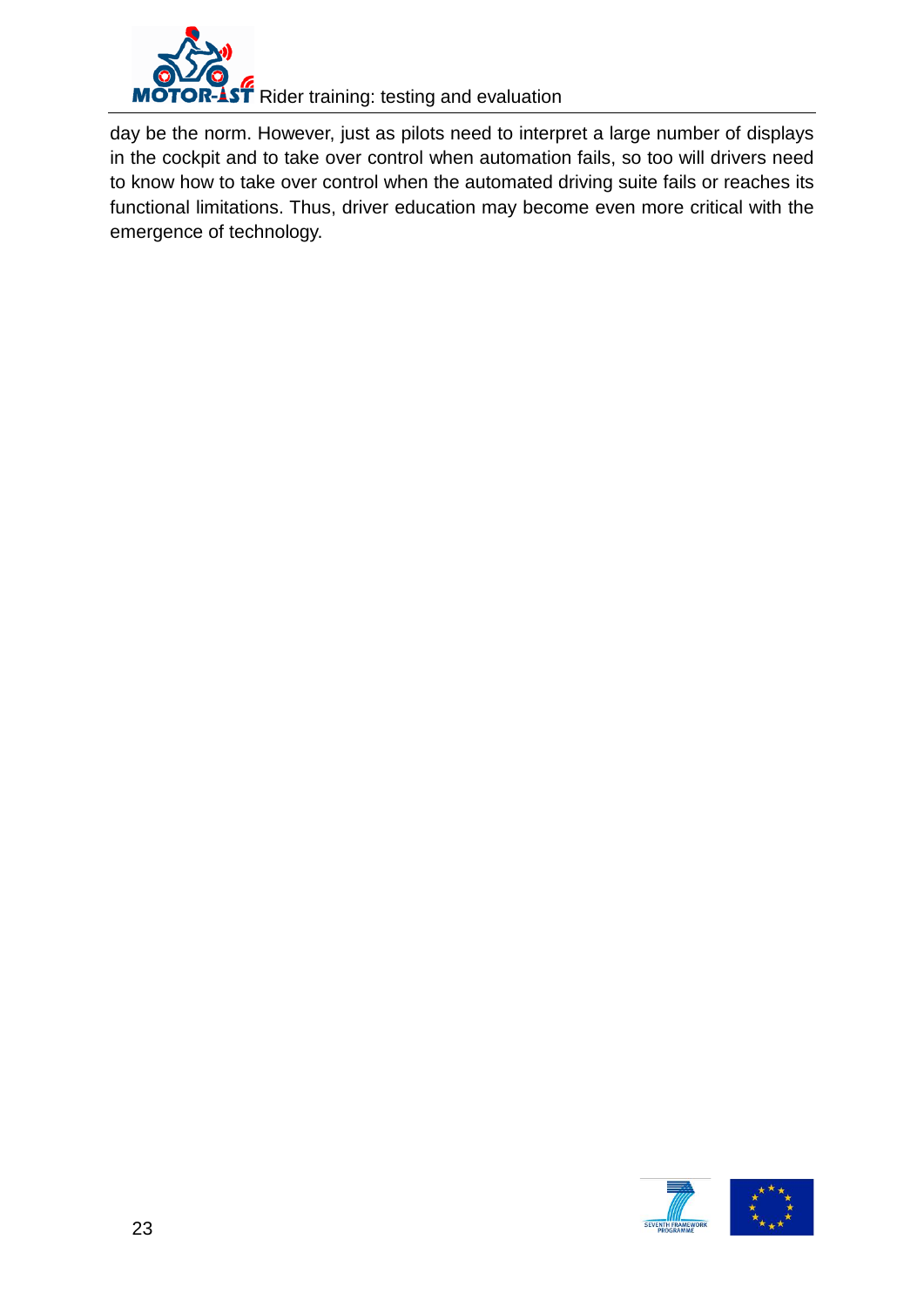day be the norm. However, just as pilots need to interpret a large number of displays in the cockpit and to take over control when automation fails, so too will drivers need to know how to take over control when the automated driving suite fails or reaches its functional limitations. Thus, driver education may become even more critical with the emergence of technology.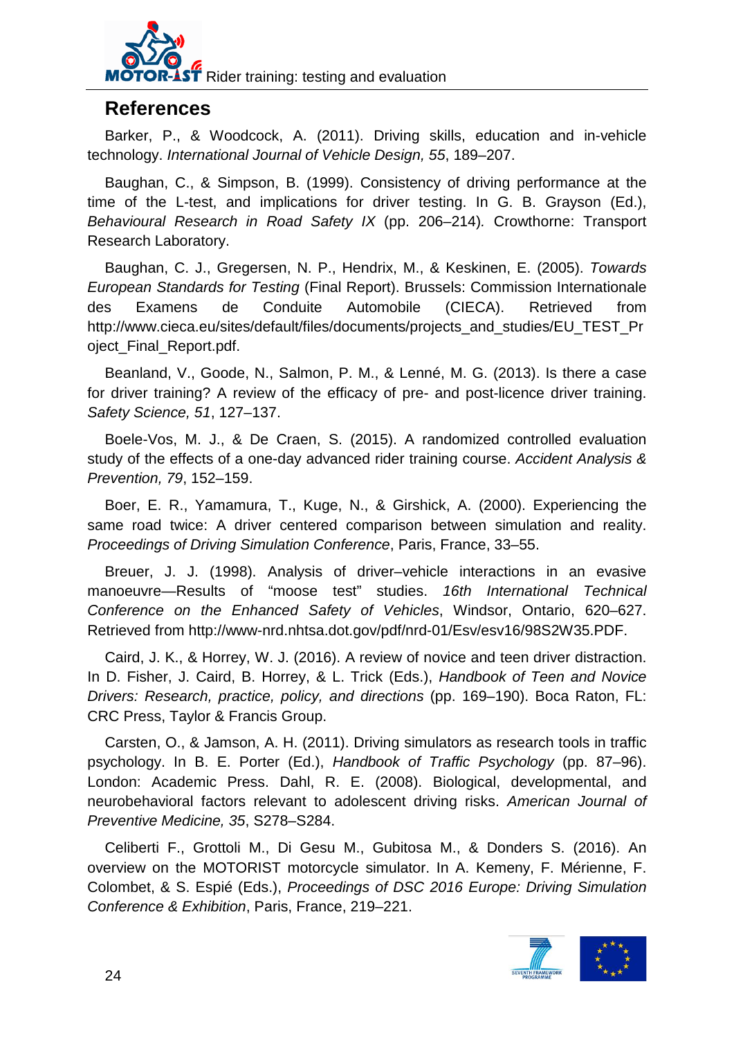## References

Barker, P., & Woodcock, A. (2011). Driving skills, education and in-vehicle technology. *International Journal of Vehicle Design, 55*, 189–207.

Baughan, C., & Simpson, B. (1999). Consistency of driving performance at the time of the L-test, and implications for driver testing. In G. B. Grayson (Ed.), *Behavioural Research in Road Safety IX* (pp. 206–214). Crowthorne: Transport Research Laboratory.

Baughan, C. J., Gregersen, N. P., Hendrix, M., & Keskinen, E. (2005). *Towards European Standards for Testing* (Final Report). Brussels: Commission Internationale des Examens de Conduite Automobile (CIECA). Retrieved from http://www.cieca.eu/sites/default/files/documents/projects_and_studies/EU_TEST_Project_Final_Report.pdf.

Beanland, V., Goode, N., Salmon, P. M., & Lenné, M. G. (2013). Is there a case for driver training? A review of the efficacy of pre- and post-licence driver training. *Safety Science, 51*, 127–137.

Boele-Vos, M. J., & De Craen, S. (2015). A randomized controlled evaluation study of the effects of a one-day advanced rider training course. *Accident Analysis & Prevention, 79*, 152–159.

Boer, E. R., Yamamura, T., Kuge, N., & Girshick, A. (2000). Experiencing the same road twice: A driver centered comparison between simulation and reality. *Proceedings of Driving Simulation Conference*, Paris, France, 33–55.

Breuer, J. J. (1998). Analysis of driver–vehicle interactions in an evasive manoeuvre—Results of "moose test" studies. *16th International Technical Conference on the Enhanced Safety of Vehicles*, Windsor, Ontario, 620–627. Retrieved from http://www-nrd.nhtsa.dot.gov/pdf/nrd-01/Esv/esv16/98S2W35.PDF.

Caird, J. K., & Horrey, W. J. (2016). A review of novice and teen driver distraction. In D. Fisher, J. Caird, B. Horrey, & L. Trick (Eds.), *Handbook of Teen and Novice Drivers: Research, practice, policy, and directions* (pp. 169–190). Boca Raton, FL: CRC Press, Taylor & Francis Group.

Carsten, O., & Jamson, A. H. (2011). Driving simulators as research tools in traffic psychology. In B. E. Porter (Ed.), *Handbook of Traffic Psychology* (pp. 87–96). London: Academic Press. Dahl, R. E. (2008). Biological, developmental, and neurobehavioral factors relevant to adolescent driving risks. *American Journal of Preventive Medicine, 35*, S278–S284.

Celiberti F., Grottoli M., Di Gesu M., Gubitosa M., & Donders S. (2016). An overview on the MOTORIST motorcycle simulator. In A. Kemeny, F. Mérienne, F. Colombet, & S. Espié (Eds.), *Proceedings of DSC 2016 Europe: Driving Simulation Conference & Exhibition*, Paris, France, 219–221.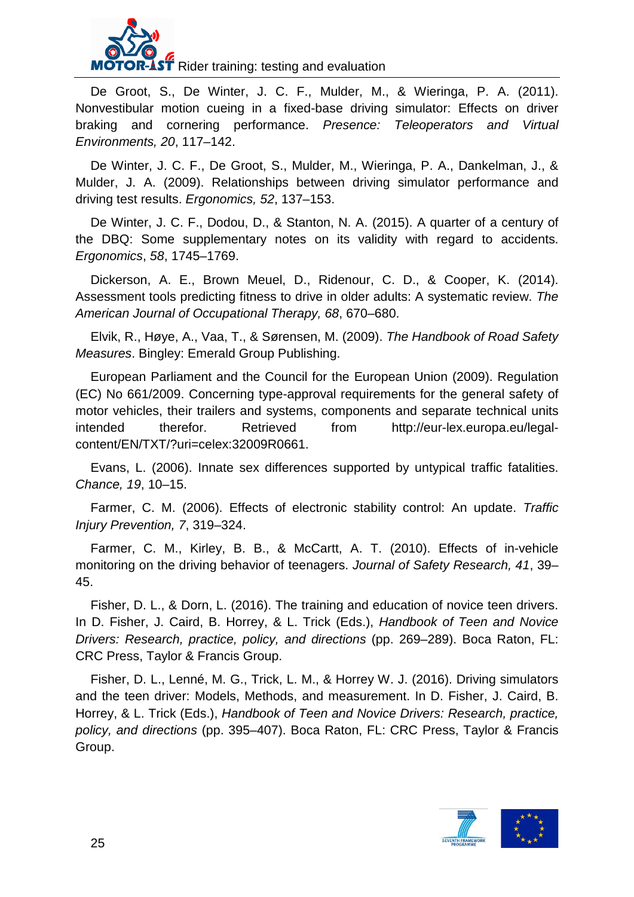De Groot, S., De Winter, J. C. F., Mulder, M., & Wieringa, P. A. (2011). Nonvestibular motion cueing in a fixed-base driving simulator: Effects on driver braking and cornering performance. *Presence: Teleoperators and Virtual Environments, 20*, 117–142.

De Winter, J. C. F., De Groot, S., Mulder, M., Wieringa, P. A., Dankelman, J., & Mulder, J. A. (2009). Relationships between driving simulator performance and driving test results. *Ergonomics, 52*, 137–153.

De Winter, J. C. F., Dodou, D., & Stanton, N. A. (2015). A quarter of a century of the DBQ: Some supplementary notes on its validity with regard to accidents. *Ergonomics*, *58*, 1745–1769.

Dickerson, A. E., Brown Meuel, D., Ridenour, C. D., & Cooper, K. (2014). Assessment tools predicting fitness to drive in older adults: A systematic review. *The American Journal of Occupational Therapy, 68*, 670–680.

Elvik, R., Høye, A., Vaa, T., & Sørensen, M. (2009). *The Handbook of Road Safety Measures*. Bingley: Emerald Group Publishing.

European Parliament and the Council for the European Union (2009). Regulation (EC) No 661/2009. Concerning type-approval requirements for the general safety of motor vehicles, their trailers and systems, components and separate technical units intended therefor. Retrieved from http://eur-lex.europa.eu/legal-content/EN/TXT/?uri=celex:32009R0661.

Evans, L. (2006). Innate sex differences supported by untypical traffic fatalities. *Chance, 19*, 10–15.

Farmer, C. M. (2006). Effects of electronic stability control: An update. *Traffic Injury Prevention, 7*, 319–324.

Farmer, C. M., Kirley, B. B., & McCartt, A. T. (2010). Effects of in-vehicle monitoring on the driving behavior of teenagers. *Journal of Safety Research, 41*, 39–45.

Fisher, D. L., & Dorn, L. (2016). The training and education of novice teen drivers. In D. Fisher, J. Caird, B. Horrey, & L. Trick (Eds.), *Handbook of Teen and Novice Drivers: Research, practice, policy, and directions* (pp. 269–289). Boca Raton, FL: CRC Press, Taylor & Francis Group.

Fisher, D. L., Lenné, M. G., Trick, L. M., & Horrey W. J. (2016). Driving simulators and the teen driver: Models, Methods, and measurement. In D. Fisher, J. Caird, B. Horrey, & L. Trick (Eds.), *Handbook of Teen and Novice Drivers: Research, practice, policy, and directions* (pp. 395–407). Boca Raton, FL: CRC Press, Taylor & Francis Group.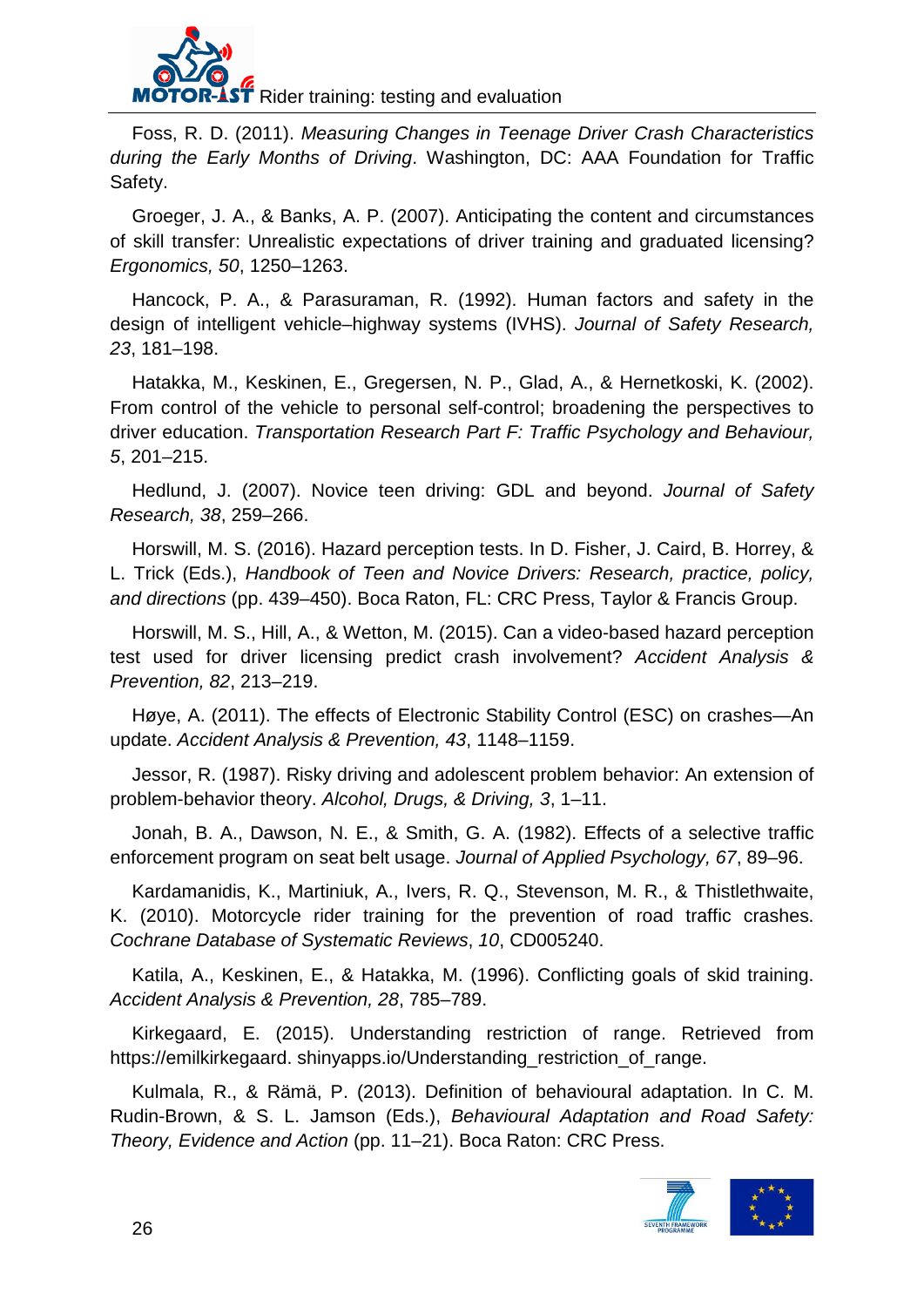Foss, R. D. (2011). *Measuring Changes in Teenage Driver Crash Characteristics during the Early Months of Driving*. Washington, DC: AAA Foundation for Traffic Safety.

Groeger, J. A., & Banks, A. P. (2007). Anticipating the content and circumstances of skill transfer: Unrealistic expectations of driver training and graduated licensing? *Ergonomics, 50*, 1250–1263.

Hancock, P. A., & Parasuraman, R. (1992). Human factors and safety in the design of intelligent vehicle–highway systems (IVHS). *Journal of Safety Research, 23*, 181–198.

Hatakka, M., Keskinen, E., Gregersen, N. P., Glad, A., & Hernetkoski, K. (2002). From control of the vehicle to personal self-control; broadening the perspectives to driver education. *Transportation Research Part F: Traffic Psychology and Behaviour, 5*, 201–215.

Hedlund, J. (2007). Novice teen driving: GDL and beyond. *Journal of Safety Research, 38*, 259–266.

Horswill, M. S. (2016). Hazard perception tests. In D. Fisher, J. Caird, B. Horrey, & L. Trick (Eds.), *Handbook of Teen and Novice Drivers: Research, practice, policy, and directions* (pp. 439–450). Boca Raton, FL: CRC Press, Taylor & Francis Group.

Horswill, M. S., Hill, A., & Wetton, M. (2015). Can a video-based hazard perception test used for driver licensing predict crash involvement? *Accident Analysis & Prevention, 82*, 213–219.

Høye, A. (2011). The effects of Electronic Stability Control (ESC) on crashes—An update. *Accident Analysis & Prevention, 43*, 1148–1159.

Jessor, R. (1987). Risky driving and adolescent problem behavior: An extension of problem-behavior theory. *Alcohol, Drugs, & Driving, 3*, 1–11.

Jonah, B. A., Dawson, N. E., & Smith, G. A. (1982). Effects of a selective traffic enforcement program on seat belt usage. *Journal of Applied Psychology, 67*, 89–96.

Kardamanidis, K., Martiniuk, A., Ivers, R. Q., Stevenson, M. R., & Thistlethwaite, K. (2010). Motorcycle rider training for the prevention of road traffic crashes. *Cochrane Database of Systematic Reviews*, *10*, CD005240.

Katila, A., Keskinen, E., & Hatakka, M. (1996). Conflicting goals of skid training. *Accident Analysis & Prevention, 28*, 785–789.

Kirkegaard, E. (2015). Understanding restriction of range. Retrieved from https://emilkirkegaard. shinyapps.io/Understanding_restriction_of_range.

Kulmala, R., & Rämä, P. (2013). Definition of behavioural adaptation. In C. M. Rudin-Brown, & S. L. Jamson (Eds.), *Behavioural Adaptation and Road Safety: Theory, Evidence and Action* (pp. 11–21). Boca Raton: CRC Press.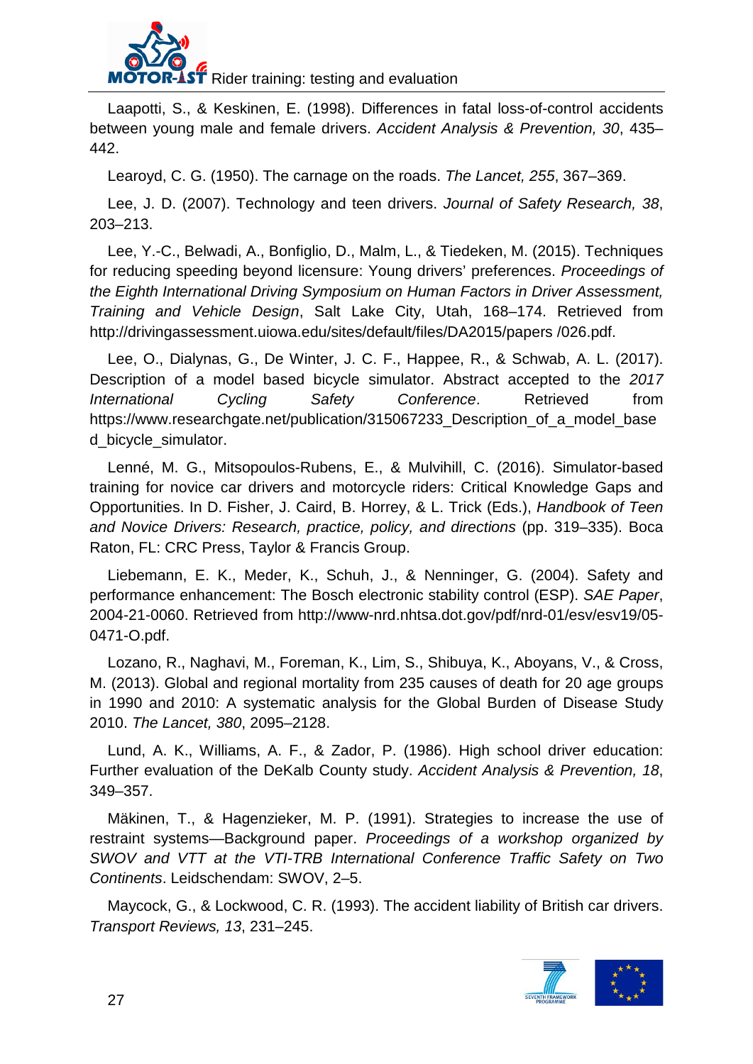Laapotti, S., & Keskinen, E. (1998). Differences in fatal loss-of-control accidents between young male and female drivers. *Accident Analysis & Prevention, 30*, 435–442.

Learoyd, C. G. (1950). The carnage on the roads. *The Lancet, 255*, 367–369.

Lee, J. D. (2007). Technology and teen drivers. *Journal of Safety Research, 38*, 203–213.

Lee, Y.-C., Belwadi, A., Bonfiglio, D., Malm, L., & Tiedeken, M. (2015). Techniques for reducing speeding beyond licensure: Young drivers' preferences. *Proceedings of the Eighth International Driving Symposium on Human Factors in Driver Assessment, Training and Vehicle Design*, Salt Lake City, Utah, 168–174. Retrieved from http://drivingassessment.uiowa.edu/sites/default/files/DA2015/papers /026.pdf.

Lee, O., Dialynas, G., De Winter, J. C. F., Happee, R., & Schwab, A. L. (2017). Description of a model based bicycle simulator. Abstract accepted to the *2017 International Cycling Safety Conference*. Retrieved from https://www.researchgate.net/publication/315067233_Description_of_a_model_based_bicycle_simulator.

Lenné, M. G., Mitsopoulos-Rubens, E., & Mulvihill, C. (2016). Simulator-based training for novice car drivers and motorcycle riders: Critical Knowledge Gaps and Opportunities. In D. Fisher, J. Caird, B. Horrey, & L. Trick (Eds.), *Handbook of Teen and Novice Drivers: Research, practice, policy, and directions* (pp. 319–335). Boca Raton, FL: CRC Press, Taylor & Francis Group.

Liebemann, E. K., Meder, K., Schuh, J., & Nenninger, G. (2004). Safety and performance enhancement: The Bosch electronic stability control (ESP). *SAE Paper*, 2004-21-0060. Retrieved from http://www-nrd.nhtsa.dot.gov/pdf/nrd-01/esv/esv19/05-0471-O.pdf.

Lozano, R., Naghavi, M., Foreman, K., Lim, S., Shibuya, K., Aboyans, V., & Cross, M. (2013). Global and regional mortality from 235 causes of death for 20 age groups in 1990 and 2010: A systematic analysis for the Global Burden of Disease Study 2010. *The Lancet, 380*, 2095–2128.

Lund, A. K., Williams, A. F., & Zador, P. (1986). High school driver education: Further evaluation of the DeKalb County study. *Accident Analysis & Prevention, 18*, 349–357.

Mäkinen, T., & Hagenzieker, M. P. (1991). Strategies to increase the use of restraint systems—Background paper. *Proceedings of a workshop organized by SWOV and VTT at the VTI-TRB International Conference Traffic Safety on Two Continents*. Leidschendam: SWOV, 2–5.

Maycock, G., & Lockwood, C. R. (1993). The accident liability of British car drivers. *Transport Reviews, 13*, 231–245.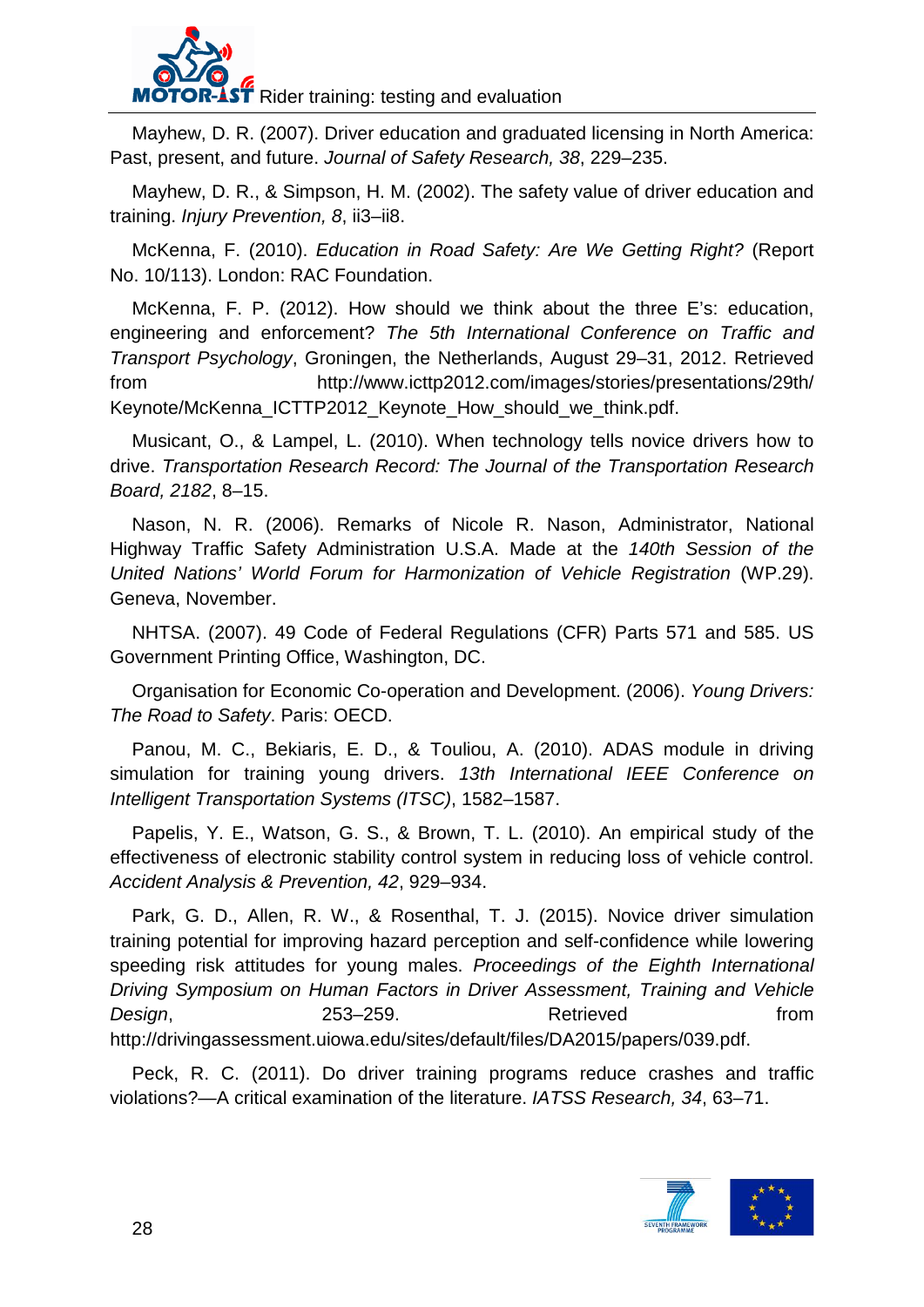Mayhew, D. R. (2007). Driver education and graduated licensing in North America: Past, present, and future. *Journal of Safety Research, 38*, 229–235.

Mayhew, D. R., & Simpson, H. M. (2002). The safety value of driver education and training. *Injury Prevention, 8*, ii3–ii8.

McKenna, F. (2010). *Education in Road Safety: Are We Getting Right?* (Report No. 10/113). London: RAC Foundation.

McKenna, F. P. (2012). How should we think about the three E's: education, engineering and enforcement? *The 5th International Conference on Traffic and Transport Psychology*, Groningen, the Netherlands, August 29–31, 2012. Retrieved from http://www.icttp2012.com/images/stories/presentations/29th/Keynote/McKenna_ICTTP2012_Keynote_How_should_we_think.pdf.

Musicant, O., & Lampel, L. (2010). When technology tells novice drivers how to drive. *Transportation Research Record: The Journal of the Transportation Research Board, 2182*, 8–15.

Nason, N. R. (2006). Remarks of Nicole R. Nason, Administrator, National Highway Traffic Safety Administration U.S.A. Made at the *140th Session of the United Nations' World Forum for Harmonization of Vehicle Registration* (WP.29). Geneva, November.

NHTSA. (2007). 49 Code of Federal Regulations (CFR) Parts 571 and 585. US Government Printing Office, Washington, DC.

Organisation for Economic Co-operation and Development. (2006). *Young Drivers: The Road to Safety*. Paris: OECD.

Panou, M. C., Bekiaris, E. D., & Touliou, A. (2010). ADAS module in driving simulation for training young drivers. *13th International IEEE Conference on Intelligent Transportation Systems (ITSC)*, 1582–1587.

Papelis, Y. E., Watson, G. S., & Brown, T. L. (2010). An empirical study of the effectiveness of electronic stability control system in reducing loss of vehicle control. *Accident Analysis & Prevention, 42*, 929–934.

Park, G. D., Allen, R. W., & Rosenthal, T. J. (2015). Novice driver simulation training potential for improving hazard perception and self-confidence while lowering speeding risk attitudes for young males. *Proceedings of the Eighth International Driving Symposium on Human Factors in Driver Assessment, Training and Vehicle Design*, 253–259. Retrieved from http://drivingassessment.uiowa.edu/sites/default/files/DA2015/papers/039.pdf.

Peck, R. C. (2011). Do driver training programs reduce crashes and traffic violations?—A critical examination of the literature. *IATSS Research, 34*, 63–71.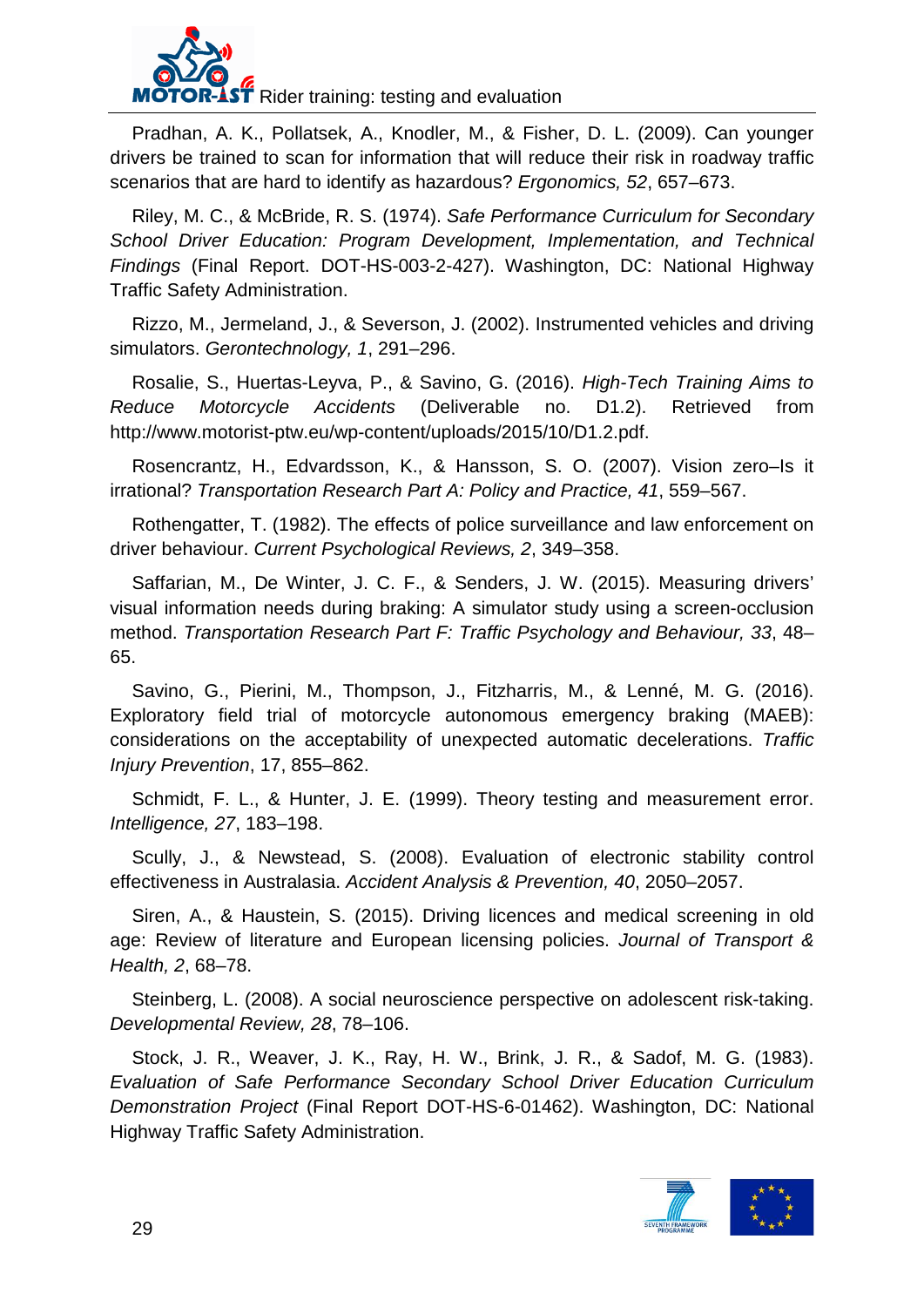Pradhan, A. K., Pollatsek, A., Knodler, M., & Fisher, D. L. (2009). Can younger drivers be trained to scan for information that will reduce their risk in roadway traffic scenarios that are hard to identify as hazardous? *Ergonomics, 52*, 657–673.

Riley, M. C., & McBride, R. S. (1974). *Safe Performance Curriculum for Secondary School Driver Education: Program Development, Implementation, and Technical Findings* (Final Report. DOT-HS-003-2-427). Washington, DC: National Highway Traffic Safety Administration.

Rizzo, M., Jermeland, J., & Severson, J. (2002). Instrumented vehicles and driving simulators. *Gerontechnology, 1*, 291–296.

Rosalie, S., Huertas-Leyva, P., & Savino, G. (2016). *High-Tech Training Aims to Reduce Motorcycle Accidents* (Deliverable no. D1.2). Retrieved from http://www.motorist-ptw.eu/wp-content/uploads/2015/10/D1.2.pdf.

Rosencrantz, H., Edvardsson, K., & Hansson, S. O. (2007). Vision zero–Is it irrational? *Transportation Research Part A: Policy and Practice, 41*, 559–567.

Rothengatter, T. (1982). The effects of police surveillance and law enforcement on driver behaviour. *Current Psychological Reviews, 2*, 349–358.

Saffarian, M., De Winter, J. C. F., & Senders, J. W. (2015). Measuring drivers' visual information needs during braking: A simulator study using a screen-occlusion method. *Transportation Research Part F: Traffic Psychology and Behaviour, 33*, 48–65.

Savino, G., Pierini, M., Thompson, J., Fitzharris, M., & Lenné, M. G. (2016). Exploratory field trial of motorcycle autonomous emergency braking (MAEB): considerations on the acceptability of unexpected automatic decelerations. *Traffic Injury Prevention*, 17, 855–862.

Schmidt, F. L., & Hunter, J. E. (1999). Theory testing and measurement error. *Intelligence, 27*, 183–198.

Scully, J., & Newstead, S. (2008). Evaluation of electronic stability control effectiveness in Australasia. *Accident Analysis & Prevention, 40*, 2050–2057.

Siren, A., & Haustein, S. (2015). Driving licences and medical screening in old age: Review of literature and European licensing policies. *Journal of Transport & Health, 2*, 68–78.

Steinberg, L. (2008). A social neuroscience perspective on adolescent risk-taking. *Developmental Review, 28*, 78–106.

Stock, J. R., Weaver, J. K., Ray, H. W., Brink, J. R., & Sadof, M. G. (1983). *Evaluation of Safe Performance Secondary School Driver Education Curriculum Demonstration Project* (Final Report DOT-HS-6-01462). Washington, DC: National Highway Traffic Safety Administration.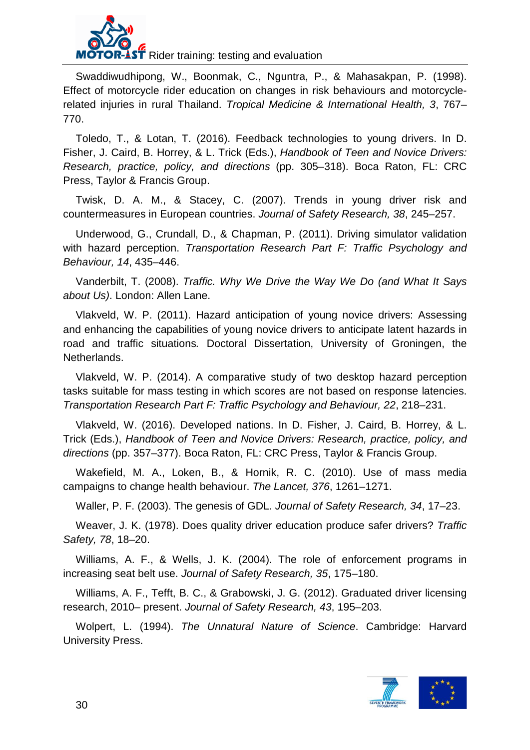Swaddiwudhipong, W., Boonmak, C., Nguntra, P., & Mahasakpan, P. (1998). Effect of motorcycle rider education on changes in risk behaviours and motorcycle-related injuries in rural Thailand. *Tropical Medicine & International Health, 3*, 767–770.

Toledo, T., & Lotan, T. (2016). Feedback technologies to young drivers. In D. Fisher, J. Caird, B. Horrey, & L. Trick (Eds.), *Handbook of Teen and Novice Drivers: Research, practice, policy, and directions* (pp. 305–318). Boca Raton, FL: CRC Press, Taylor & Francis Group.

Twisk, D. A. M., & Stacey, C. (2007). Trends in young driver risk and countermeasures in European countries. *Journal of Safety Research, 38*, 245–257.

Underwood, G., Crundall, D., & Chapman, P. (2011). Driving simulator validation with hazard perception. *Transportation Research Part F: Traffic Psychology and Behaviour, 14*, 435–446.

Vanderbilt, T. (2008). *Traffic. Why We Drive the Way We Do (and What It Says about Us)*. London: Allen Lane.

Vlakveld, W. P. (2011). Hazard anticipation of young novice drivers: Assessing and enhancing the capabilities of young novice drivers to anticipate latent hazards in road and traffic situations*.* Doctoral Dissertation, University of Groningen, the Netherlands.

Vlakveld, W. P. (2014). A comparative study of two desktop hazard perception tasks suitable for mass testing in which scores are not based on response latencies. *Transportation Research Part F: Traffic Psychology and Behaviour, 22*, 218–231.

Vlakveld, W. (2016). Developed nations. In D. Fisher, J. Caird, B. Horrey, & L. Trick (Eds.), *Handbook of Teen and Novice Drivers: Research, practice, policy, and directions* (pp. 357–377). Boca Raton, FL: CRC Press, Taylor & Francis Group.

Wakefield, M. A., Loken, B., & Hornik, R. C. (2010). Use of mass media campaigns to change health behaviour. *The Lancet, 376*, 1261–1271.

Waller, P. F. (2003). The genesis of GDL. *Journal of Safety Research, 34*, 17–23.

Weaver, J. K. (1978). Does quality driver education produce safer drivers? *Traffic Safety, 78*, 18–20.

Williams, A. F., & Wells, J. K. (2004). The role of enforcement programs in increasing seat belt use. *Journal of Safety Research, 35*, 175–180.

Williams, A. F., Tefft, B. C., & Grabowski, J. G. (2012). Graduated driver licensing research, 2010– present. *Journal of Safety Research, 43*, 195–203.

Wolpert, L. (1994). *The Unnatural Nature of Science*. Cambridge: Harvard University Press.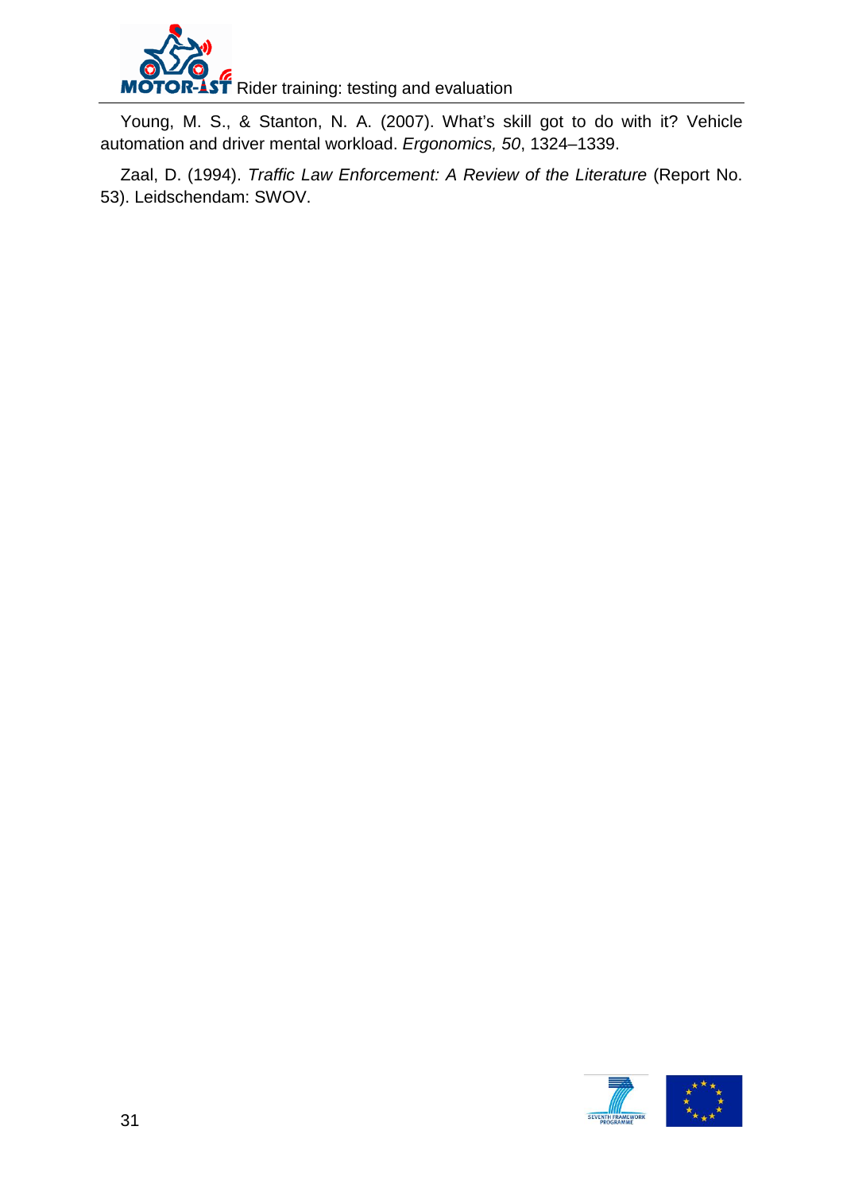Young, M. S., & Stanton, N. A. (2007). What's skill got to do with it? Vehicle automation and driver mental workload. *Ergonomics, 50*, 1324–1339.

Zaal, D. (1994). *Traffic Law Enforcement: A Review of the Literature* (Report No. 53). Leidschendam: SWOV.